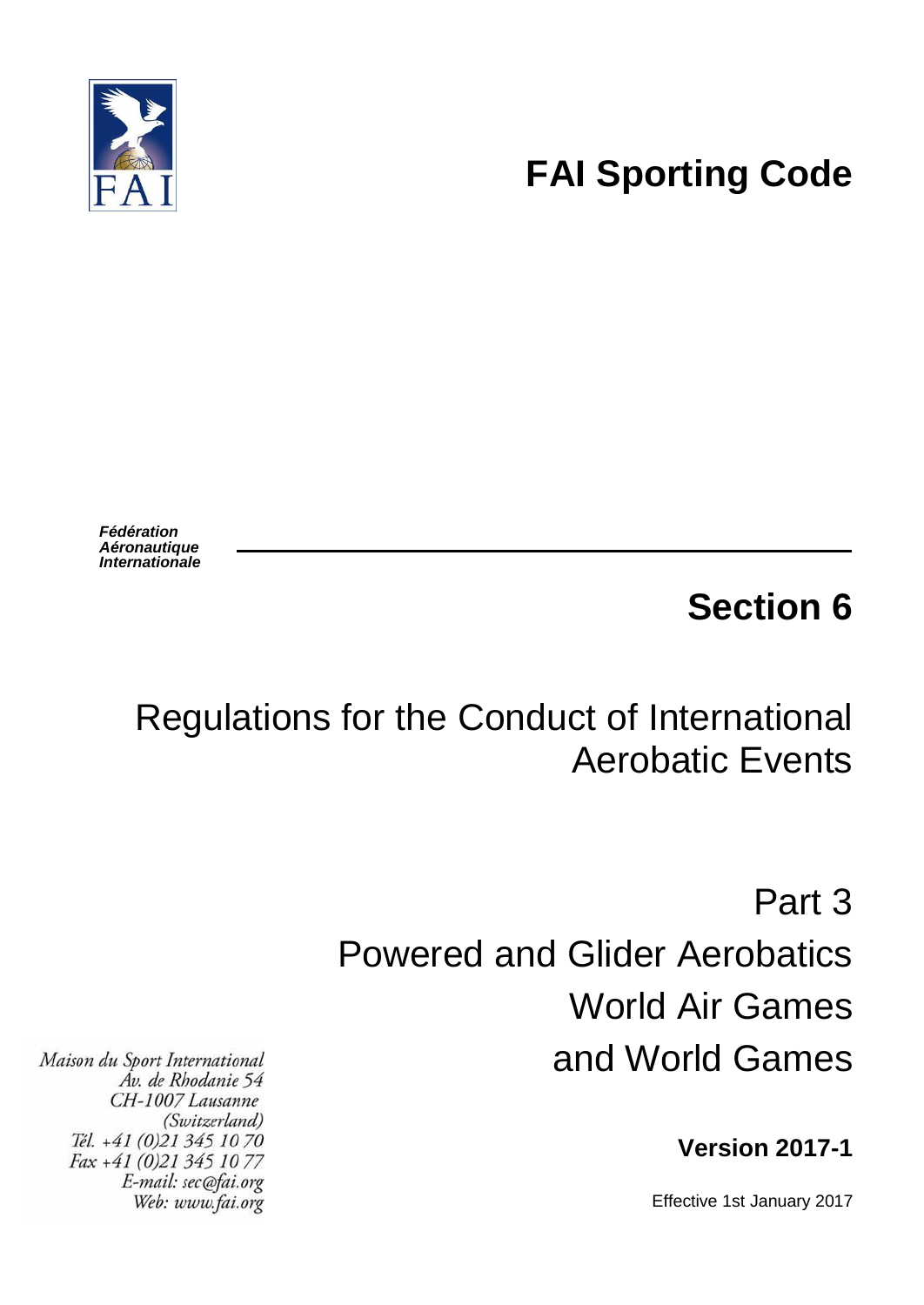# FAI Sporting Code

*Fédération Aéronautique Internationale*

## Section 6

# Regulations for the Conduct of International Aerobatic Events

## Part 3
## Powered and Glider Aerobatics
## World Air Games
## and World Games

**Version 2017-1**

Effective 1st January 2017

*Maison du Sport International*
*Av. de Rhodanie 54*
*CH-1007 Lausanne*
*(Switzerland)*
*Tél. +41 (0)21 345 10 70*
*Fax +41 (0)21 345 10 77*
*E-mail: sec@fai.org*
*Web: www.fai.org*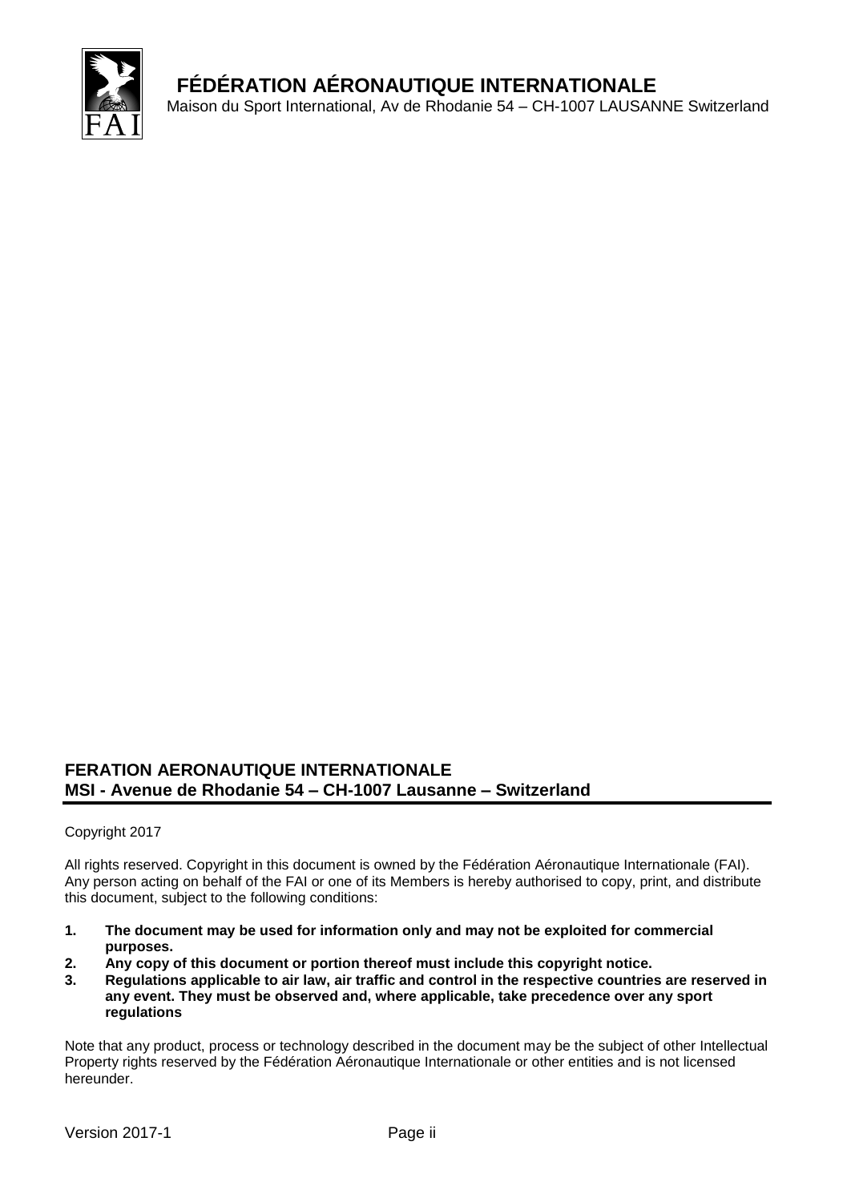**FÉDÉRATION AÉRONAUTIQUE INTERNATIONALE**
Maison du Sport International, Av de Rhodanie 54 – CH-1007 LAUSANNE Switzerland

**FERATION AERONAUTIQUE INTERNATIONALE**
**MSI - Avenue de Rhodanie 54 – CH-1007 Lausanne – Switzerland**

Copyright 2017

All rights reserved. Copyright in this document is owned by the Fédération Aéronautique Internationale (FAI). Any person acting on behalf of the FAI or one of its Members is hereby authorised to copy, print, and distribute this document, subject to the following conditions:

1. **The document may be used for information only and may not be exploited for commercial purposes.**
2. **Any copy of this document or portion thereof must include this copyright notice.**
3. **Regulations applicable to air law, air traffic and control in the respective countries are reserved in any event. They must be observed and, where applicable, take precedence over any sport regulations**

Note that any product, process or technology described in the document may be the subject of other Intellectual Property rights reserved by the Fédération Aéronautique Internationale or other entities and is not licensed hereunder.

Version 2017-1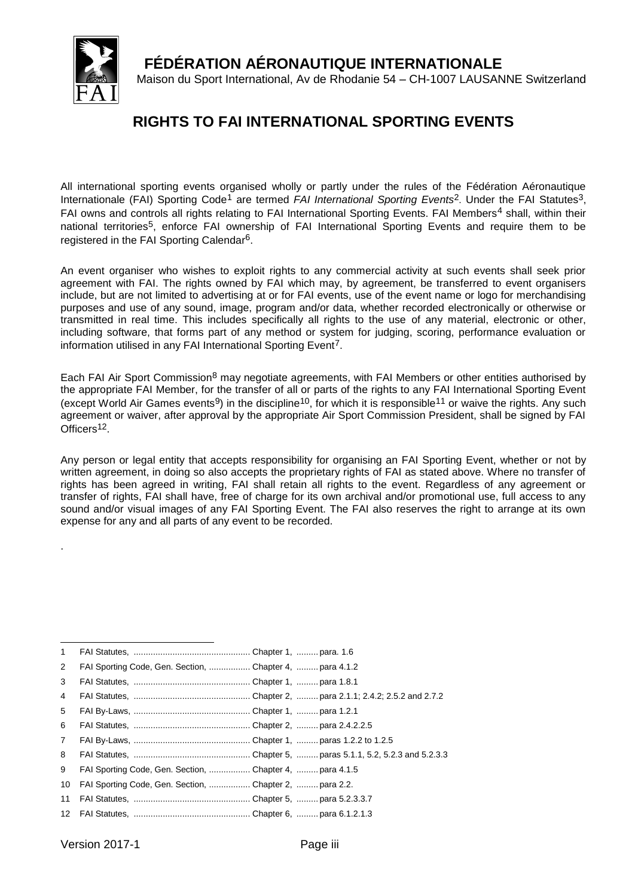**FÉDÉRATION AÉRONAUTIQUE INTERNATIONALE**

Maison du Sport International, Av de Rhodanie 54 – CH-1007 LAUSANNE Switzerland

# RIGHTS TO FAI INTERNATIONAL SPORTING EVENTS

All international sporting events organised wholly or partly under the rules of the Fédération Aéronautique Internationale (FAI) Sporting Code[1] are termed *FAI International Sporting Events*[2]. Under the FAI Statutes[3], FAI owns and controls all rights relating to FAI International Sporting Events. FAI Members[4] shall, within their national territories[5], enforce FAI ownership of FAI International Sporting Events and require them to be registered in the FAI Sporting Calendar[6].

An event organiser who wishes to exploit rights to any commercial activity at such events shall seek prior agreement with FAI. The rights owned by FAI which may, by agreement, be transferred to event organisers include, but are not limited to advertising at or for FAI events, use of the event name or logo for merchandising purposes and use of any sound, image, program and/or data, whether recorded electronically or otherwise or transmitted in real time. This includes specifically all rights to the use of any material, electronic or other, including software, that forms part of any method or system for judging, scoring, performance evaluation or information utilised in any FAI International Sporting Event[7].

Each FAI Air Sport Commission[8] may negotiate agreements, with FAI Members or other entities authorised by the appropriate FAI Member, for the transfer of all or parts of the rights to any FAI International Sporting Event (except World Air Games events[9]) in the discipline[10], for which it is responsible[11] or waive the rights. Any such agreement or waiver, after approval by the appropriate Air Sport Commission President, shall be signed by FAI Officers[12].

Any person or legal entity that accepts responsibility for organising an FAI Sporting Event, whether or not by written agreement, in doing so also accepts the proprietary rights of FAI as stated above. Where no transfer of rights has been agreed in writing, FAI shall retain all rights to the event. Regardless of any agreement or transfer of rights, FAI shall have, free of charge for its own archival and/or promotional use, full access to any sound and/or visual images of any FAI Sporting Event. The FAI also reserves the right to arrange at its own expense for any and all parts of any event to be recorded.

.

---

1 FAI Statutes, ............................................... Chapter 1, ......... para. 1.6
2 FAI Sporting Code, Gen. Section, ................. Chapter 4, ......... para 4.1.2
3 FAI Statutes, ............................................... Chapter 1, ......... para 1.8.1
4 FAI Statutes, ............................................... Chapter 2, ......... para 2.1.1; 2.4.2; 2.5.2 and 2.7.2
5 FAI By-Laws, ............................................... Chapter 1, ......... para 1.2.1
6 FAI Statutes, ............................................... Chapter 2, ......... para 2.4.2.2.5
7 FAI By-Laws, ............................................... Chapter 1, ......... paras 1.2.2 to 1.2.5
8 FAI Statutes, ............................................... Chapter 5, ......... paras 5.1.1, 5.2, 5.2.3 and 5.2.3.3
9 FAI Sporting Code, Gen. Section, ................. Chapter 4, ......... para 4.1.5
10 FAI Sporting Code, Gen. Section, ................. Chapter 2, ......... para 2.2.
11 FAI Statutes, ............................................... Chapter 5, ......... para 5.2.3.3.7
12 FAI Statutes, ............................................... Chapter 6, ......... para 6.1.2.1.3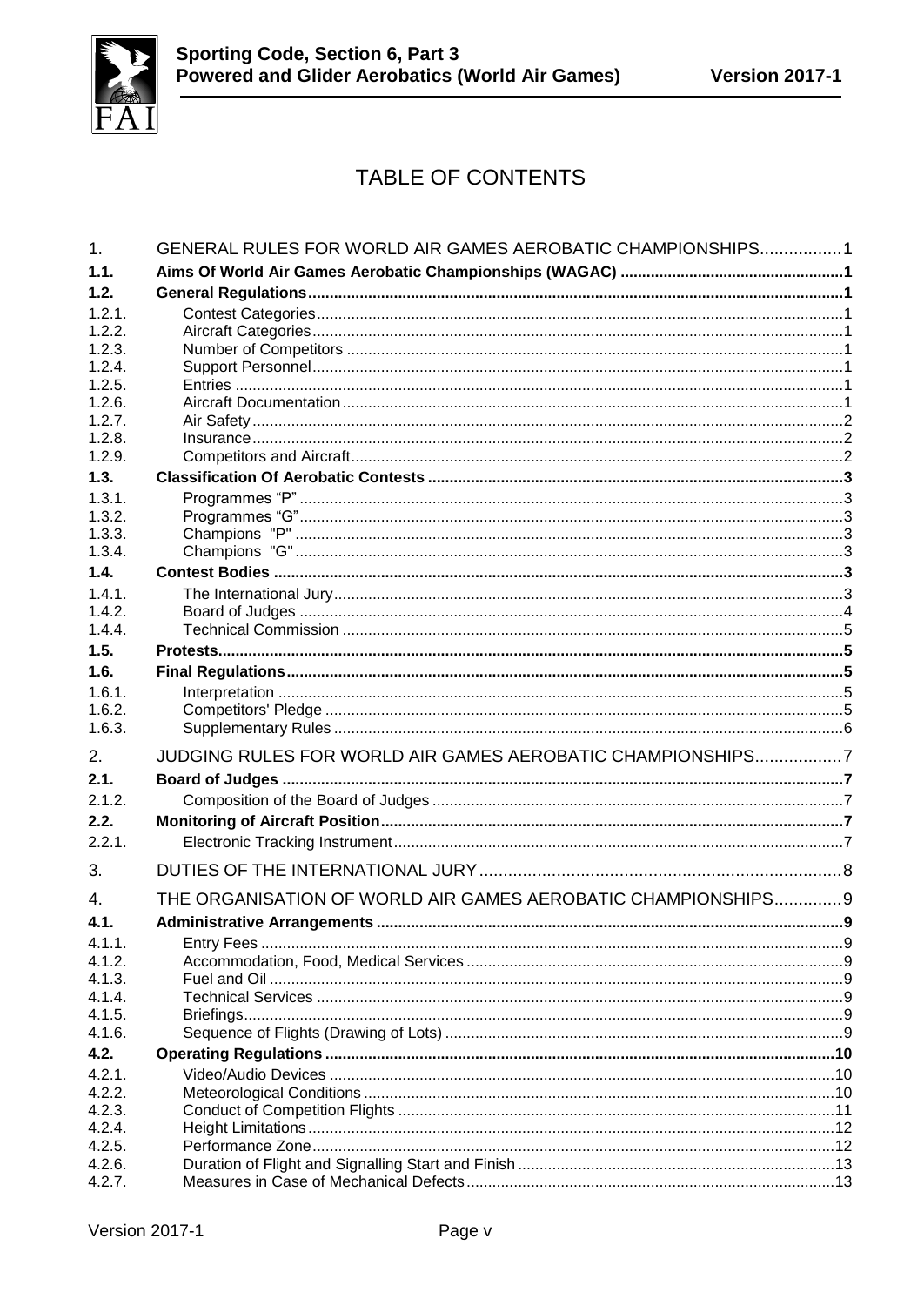# TABLE OF CONTENTS

| | | |
|---|---|---|
| 1. | GENERAL RULES FOR WORLD AIR GAMES AEROBATIC CHAMPIONSHIPS | 1 |
| **1.1.** | **Aims Of World Air Games Aerobatic Championships (WAGAC)** | **1** |
| **1.2.** | **General Regulations** | **1** |
| 1.2.1. | Contest Categories | 1 |
| 1.2.2. | Aircraft Categories | 1 |
| 1.2.3. | Number of Competitors | 1 |
| 1.2.4. | Support Personnel | 1 |
| 1.2.5. | Entries | 1 |
| 1.2.6. | Aircraft Documentation | 1 |
| 1.2.7. | Air Safety | 2 |
| 1.2.8. | Insurance | 2 |
| 1.2.9. | Competitors and Aircraft | 2 |
| **1.3.** | **Classification Of Aerobatic Contests** | **3** |
| 1.3.1. | Programmes "P" | 3 |
| 1.3.2. | Programmes "G" | 3 |
| 1.3.3. | Champions "P" | 3 |
| 1.3.4. | Champions "G" | 3 |
| **1.4.** | **Contest Bodies** | **3** |
| 1.4.1. | The International Jury | 3 |
| 1.4.2. | Board of Judges | 4 |
| 1.4.4. | Technical Commission | 5 |
| **1.5.** | **Protests** | **5** |
| **1.6.** | **Final Regulations** | **5** |
| 1.6.1. | Interpretation | 5 |
| 1.6.2. | Competitors' Pledge | 5 |
| 1.6.3. | Supplementary Rules | 6 |
| 2. | JUDGING RULES FOR WORLD AIR GAMES AEROBATIC CHAMPIONSHIPS | 7 |
| **2.1.** | **Board of Judges** | **7** |
| 2.1.2. | Composition of the Board of Judges | 7 |
| **2.2.** | **Monitoring of Aircraft Position** | **7** |
| 2.2.1. | Electronic Tracking Instrument | 7 |
| 3. | DUTIES OF THE INTERNATIONAL JURY | 8 |
| 4. | THE ORGANISATION OF WORLD AIR GAMES AEROBATIC CHAMPIONSHIPS | 9 |
| **4.1.** | **Administrative Arrangements** | **9** |
| 4.1.1. | Entry Fees | 9 |
| 4.1.2. | Accommodation, Food, Medical Services | 9 |
| 4.1.3. | Fuel and Oil | 9 |
| 4.1.4. | Technical Services | 9 |
| 4.1.5. | Briefings | 9 |
| 4.1.6. | Sequence of Flights (Drawing of Lots) | 9 |
| **4.2.** | **Operating Regulations** | **10** |
| 4.2.1. | Video/Audio Devices | 10 |
| 4.2.2. | Meteorological Conditions | 10 |
| 4.2.3. | Conduct of Competition Flights | 11 |
| 4.2.4. | Height Limitations | 12 |
| 4.2.5. | Performance Zone | 12 |
| 4.2.6. | Duration of Flight and Signalling Start and Finish | 13 |
| 4.2.7. | Measures in Case of Mechanical Defects | 13 |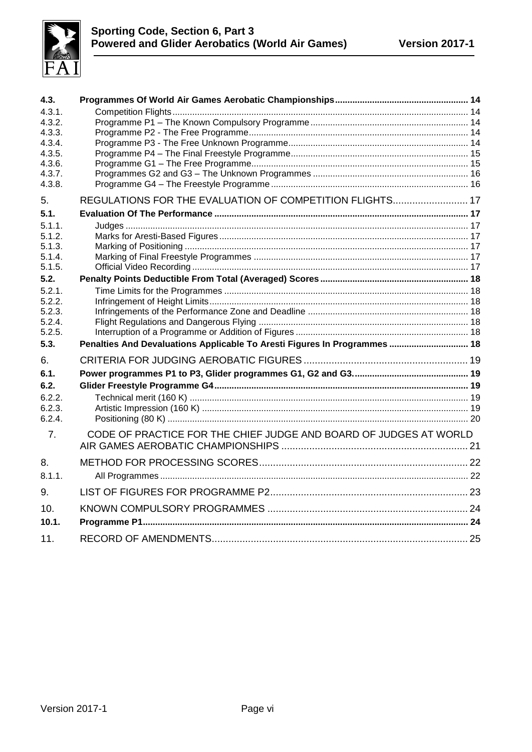| | | |
|---|---|---|
| **4.3.** | **Programmes Of World Air Games Aerobatic Championships** | **14** |
| 4.3.1. | Competition Flights | 14 |
| 4.3.2. | Programme P1 – The Known Compulsory Programme | 14 |
| 4.3.3. | Programme P2 - The Free Programme | 14 |
| 4.3.4. | Programme P3 - The Free Unknown Programme | 14 |
| 4.3.5. | Programme P4 – The Final Freestyle Programme | 15 |
| 4.3.6. | Programme G1 – The Free Programme | 15 |
| 4.3.7. | Programmes G2 and G3 – The Unknown Programmes | 16 |
| 4.3.8. | Programme G4 – The Freestyle Programme | 16 |
| 5. | REGULATIONS FOR THE EVALUATION OF COMPETITION FLIGHTS | 17 |
| **5.1.** | **Evaluation Of The Performance** | **17** |
| 5.1.1. | Judges | 17 |
| 5.1.2. | Marks for Aresti-Based Figures | 17 |
| 5.1.3. | Marking of Positioning | 17 |
| 5.1.4. | Marking of Final Freestyle Programmes | 17 |
| 5.1.5. | Official Video Recording | 17 |
| **5.2.** | **Penalty Points Deductible From Total (Averaged) Scores** | **18** |
| 5.2.1. | Time Limits for the Programmes | 18 |
| 5.2.2. | Infringement of Height Limits | 18 |
| 5.2.3. | Infringements of the Performance Zone and Deadline | 18 |
| 5.2.4. | Flight Regulations and Dangerous Flying | 18 |
| 5.2.5. | Interruption of a Programme or Addition of Figures | 18 |
| **5.3.** | **Penalties And Devaluations Applicable To Aresti Figures In Programmes** | **18** |
| 6. | CRITERIA FOR JUDGING AEROBATIC FIGURES | 19 |
| **6.1.** | **Power programmes P1 to P3, Glider programmes G1, G2 and G3.** | **19** |
| **6.2.** | **Glider Freestyle Programme G4** | **19** |
| 6.2.2. | Technical merit (160 K) | 19 |
| 6.2.3. | Artistic Impression (160 K) | 19 |
| 6.2.4. | Positioning (80 K) | 20 |
| 7. | CODE OF PRACTICE FOR THE CHIEF JUDGE AND BOARD OF JUDGES AT WORLD AIR GAMES AEROBATIC CHAMPIONSHIPS | 21 |
| 8. | METHOD FOR PROCESSING SCORES | 22 |
| 8.1.1. | All Programmes | 22 |
| 9. | LIST OF FIGURES FOR PROGRAMME P2 | 23 |
| 10. | KNOWN COMPULSORY PROGRAMMES | 24 |
| **10.1.** | **Programme P1** | **24** |
| 11. | RECORD OF AMENDMENTS | 25 |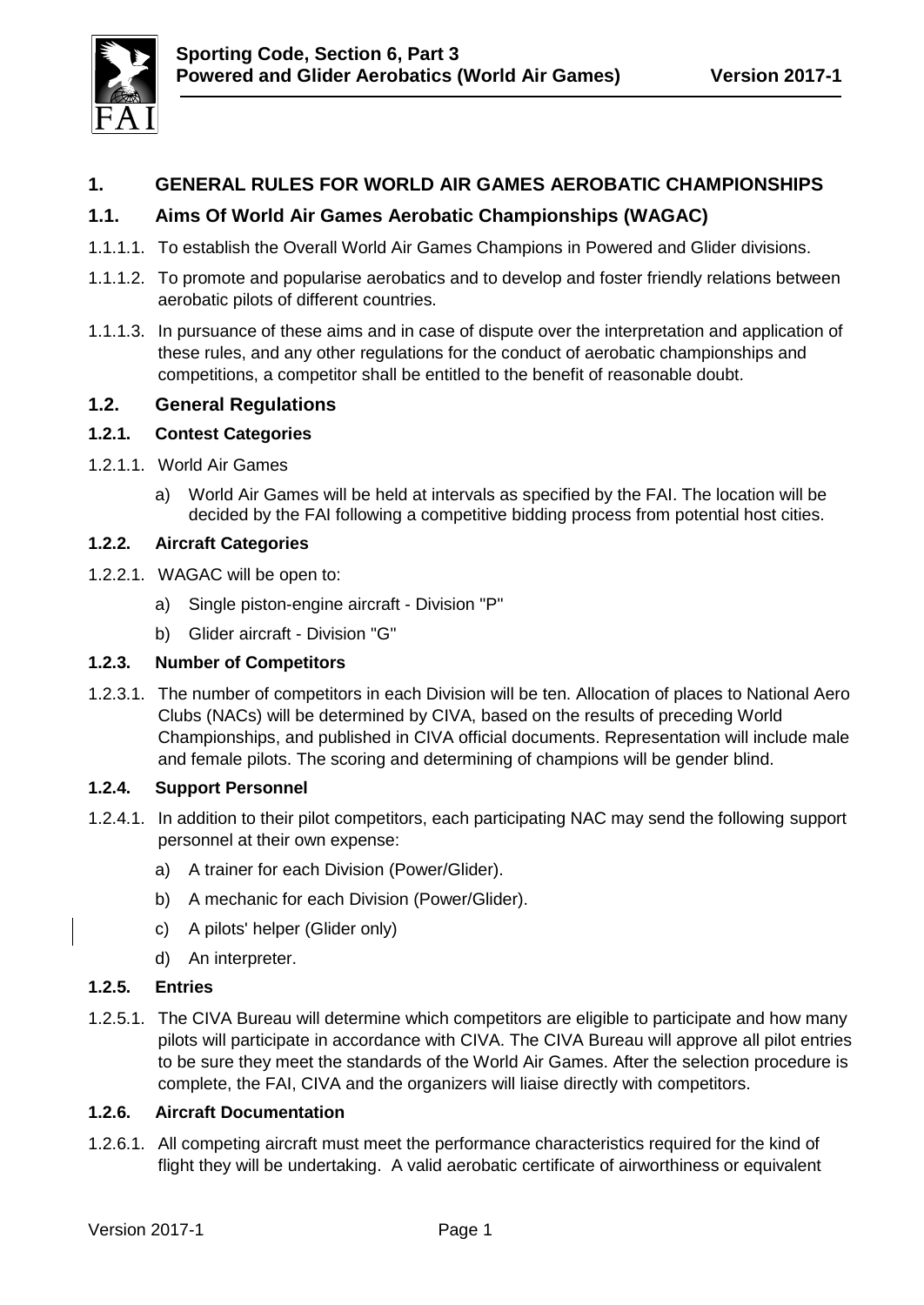# 1. GENERAL RULES FOR WORLD AIR GAMES AEROBATIC CHAMPIONSHIPS

## 1.1. Aims Of World Air Games Aerobatic Championships (WAGAC)

1.1.1.1. To establish the Overall World Air Games Champions in Powered and Glider divisions.

1.1.1.2. To promote and popularise aerobatics and to develop and foster friendly relations between aerobatic pilots of different countries.

1.1.1.3. In pursuance of these aims and in case of dispute over the interpretation and application of these rules, and any other regulations for the conduct of aerobatic championships and competitions, a competitor shall be entitled to the benefit of reasonable doubt.

## 1.2. General Regulations

### 1.2.1. Contest Categories

1.2.1.1. World Air Games

a) World Air Games will be held at intervals as specified by the FAI. The location will be decided by the FAI following a competitive bidding process from potential host cities.

### 1.2.2. Aircraft Categories

1.2.2.1. WAGAC will be open to:

a) Single piston-engine aircraft - Division "P"

b) Glider aircraft - Division "G"

### 1.2.3. Number of Competitors

1.2.3.1. The number of competitors in each Division will be ten. Allocation of places to National Aero Clubs (NACs) will be determined by CIVA, based on the results of preceding World Championships, and published in CIVA official documents. Representation will include male and female pilots. The scoring and determining of champions will be gender blind.

### 1.2.4. Support Personnel

1.2.4.1. In addition to their pilot competitors, each participating NAC may send the following support personnel at their own expense:

a) A trainer for each Division (Power/Glider).

b) A mechanic for each Division (Power/Glider).

c) A pilots' helper (Glider only)

d) An interpreter.

### 1.2.5. Entries

1.2.5.1. The CIVA Bureau will determine which competitors are eligible to participate and how many pilots will participate in accordance with CIVA. The CIVA Bureau will approve all pilot entries to be sure they meet the standards of the World Air Games. After the selection procedure is complete, the FAI, CIVA and the organizers will liaise directly with competitors.

### 1.2.6. Aircraft Documentation

1.2.6.1. All competing aircraft must meet the performance characteristics required for the kind of flight they will be undertaking. A valid aerobatic certificate of airworthiness or equivalent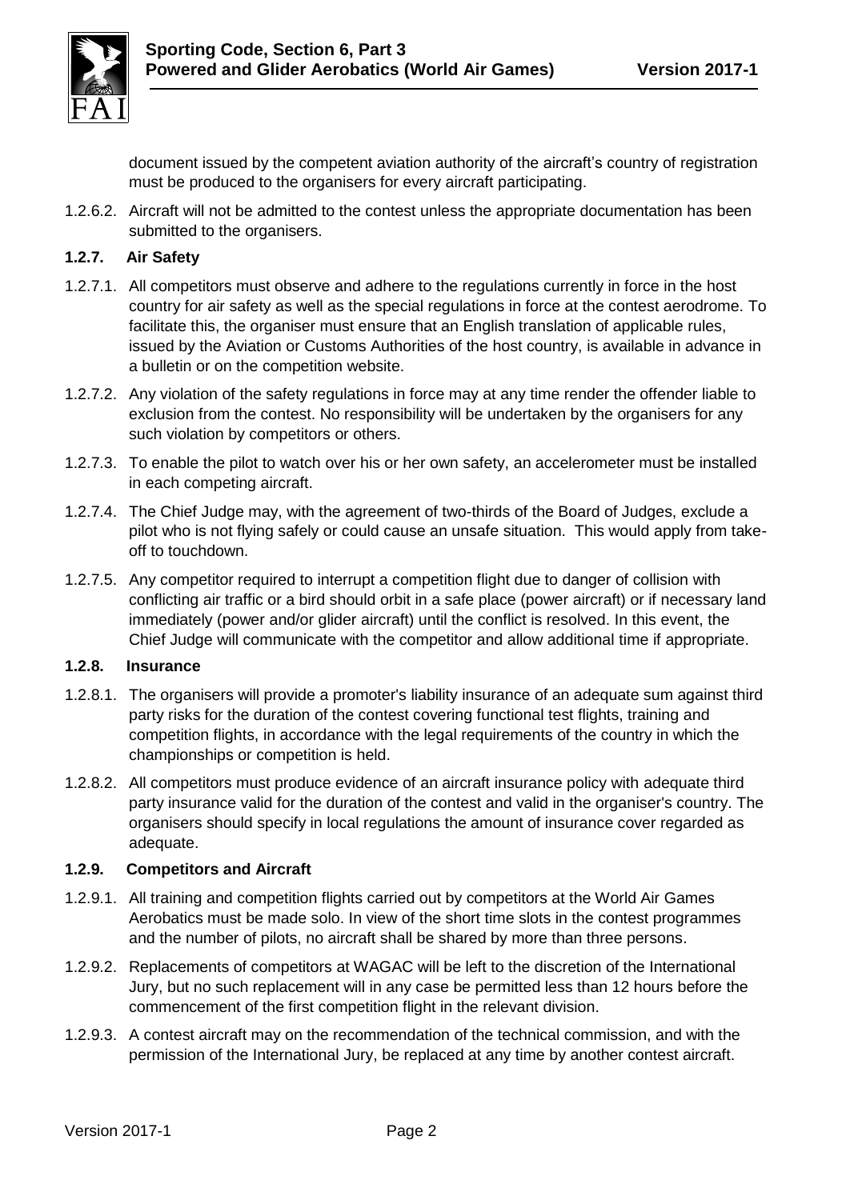document issued by the competent aviation authority of the aircraft's country of registration must be produced to the organisers for every aircraft participating.

1.2.6.2. Aircraft will not be admitted to the contest unless the appropriate documentation has been submitted to the organisers.

### 1.2.7. Air Safety

1.2.7.1. All competitors must observe and adhere to the regulations currently in force in the host country for air safety as well as the special regulations in force at the contest aerodrome. To facilitate this, the organiser must ensure that an English translation of applicable rules, issued by the Aviation or Customs Authorities of the host country, is available in advance in a bulletin or on the competition website.

1.2.7.2. Any violation of the safety regulations in force may at any time render the offender liable to exclusion from the contest. No responsibility will be undertaken by the organisers for any such violation by competitors or others.

1.2.7.3. To enable the pilot to watch over his or her own safety, an accelerometer must be installed in each competing aircraft.

1.2.7.4. The Chief Judge may, with the agreement of two-thirds of the Board of Judges, exclude a pilot who is not flying safely or could cause an unsafe situation. This would apply from take-off to touchdown.

1.2.7.5. Any competitor required to interrupt a competition flight due to danger of collision with conflicting air traffic or a bird should orbit in a safe place (power aircraft) or if necessary land immediately (power and/or glider aircraft) until the conflict is resolved. In this event, the Chief Judge will communicate with the competitor and allow additional time if appropriate.

### 1.2.8. Insurance

1.2.8.1. The organisers will provide a promoter's liability insurance of an adequate sum against third party risks for the duration of the contest covering functional test flights, training and competition flights, in accordance with the legal requirements of the country in which the championships or competition is held.

1.2.8.2. All competitors must produce evidence of an aircraft insurance policy with adequate third party insurance valid for the duration of the contest and valid in the organiser's country. The organisers should specify in local regulations the amount of insurance cover regarded as adequate.

### 1.2.9. Competitors and Aircraft

1.2.9.1. All training and competition flights carried out by competitors at the World Air Games Aerobatics must be made solo. In view of the short time slots in the contest programmes and the number of pilots, no aircraft shall be shared by more than three persons.

1.2.9.2. Replacements of competitors at WAGAC will be left to the discretion of the International Jury, but no such replacement will in any case be permitted less than 12 hours before the commencement of the first competition flight in the relevant division.

1.2.9.3. A contest aircraft may on the recommendation of the technical commission, and with the permission of the International Jury, be replaced at any time by another contest aircraft.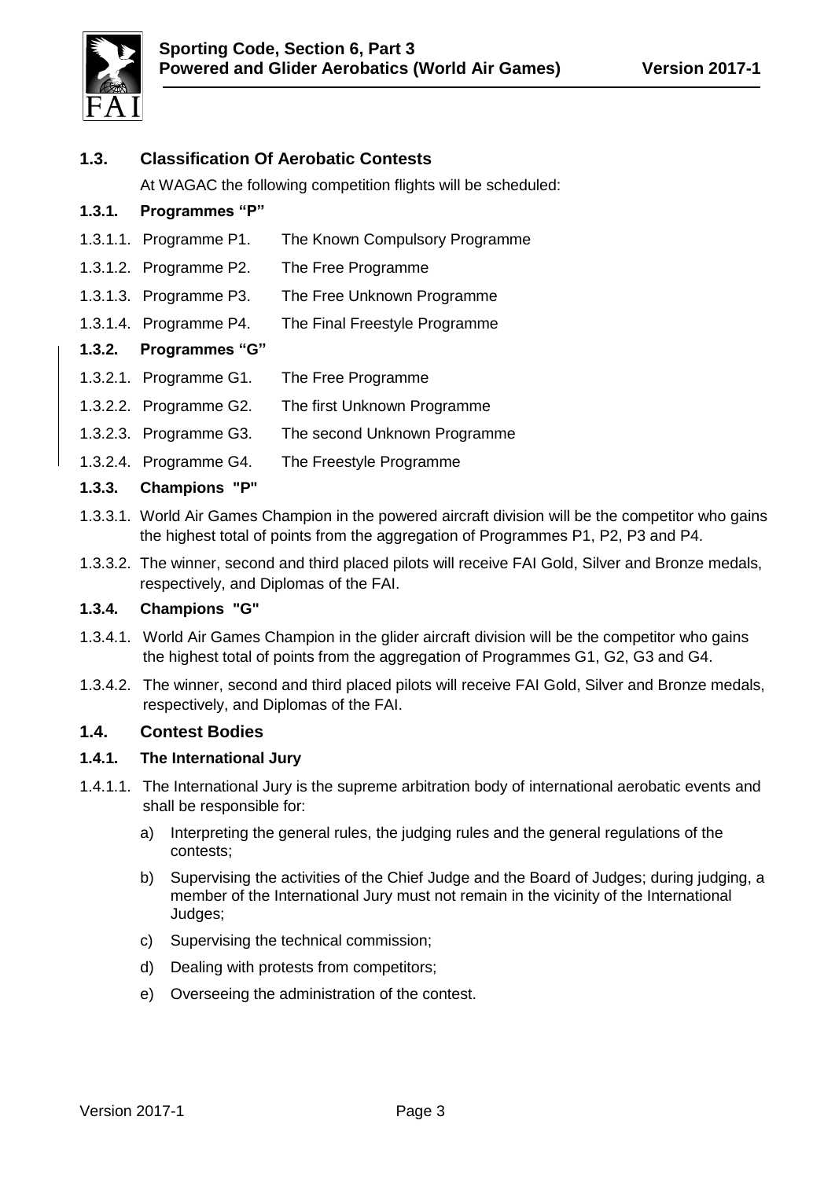## 1.3. Classification Of Aerobatic Contests

At WAGAC the following competition flights will be scheduled:

### 1.3.1. Programmes "P"

1.3.1.1. Programme P1. The Known Compulsory Programme

1.3.1.2. Programme P2. The Free Programme

1.3.1.3. Programme P3. The Free Unknown Programme

1.3.1.4. Programme P4. The Final Freestyle Programme

### 1.3.2. Programmes "G"

1.3.2.1. Programme G1. The Free Programme

1.3.2.2. Programme G2. The first Unknown Programme

1.3.2.3. Programme G3. The second Unknown Programme

1.3.2.4. Programme G4. The Freestyle Programme

### 1.3.3. Champions "P"

1.3.3.1. World Air Games Champion in the powered aircraft division will be the competitor who gains the highest total of points from the aggregation of Programmes P1, P2, P3 and P4.

1.3.3.2. The winner, second and third placed pilots will receive FAI Gold, Silver and Bronze medals, respectively, and Diplomas of the FAI.

### 1.3.4. Champions "G"

1.3.4.1. World Air Games Champion in the glider aircraft division will be the competitor who gains the highest total of points from the aggregation of Programmes G1, G2, G3 and G4.

1.3.4.2. The winner, second and third placed pilots will receive FAI Gold, Silver and Bronze medals, respectively, and Diplomas of the FAI.

## 1.4. Contest Bodies

### 1.4.1. The International Jury

1.4.1.1. The International Jury is the supreme arbitration body of international aerobatic events and shall be responsible for:

a) Interpreting the general rules, the judging rules and the general regulations of the contests;

b) Supervising the activities of the Chief Judge and the Board of Judges; during judging, a member of the International Jury must not remain in the vicinity of the International Judges;

c) Supervising the technical commission;

d) Dealing with protests from competitors;

e) Overseeing the administration of the contest.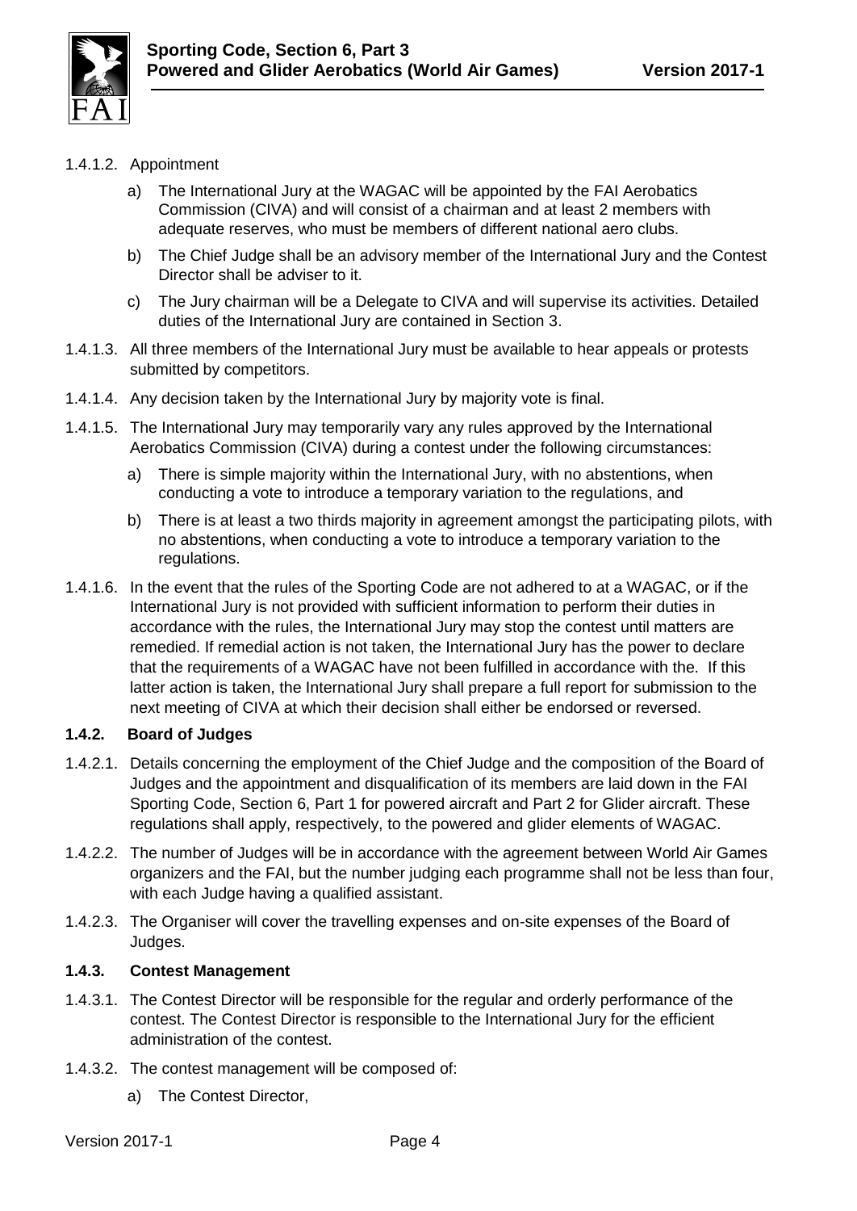1.4.1.2. Appointment

a) The International Jury at the WAGAC will be appointed by the FAI Aerobatics Commission (CIVA) and will consist of a chairman and at least 2 members with adequate reserves, who must be members of different national aero clubs.

b) The Chief Judge shall be an advisory member of the International Jury and the Contest Director shall be adviser to it.

c) The Jury chairman will be a Delegate to CIVA and will supervise its activities. Detailed duties of the International Jury are contained in Section 3.

1.4.1.3. All three members of the International Jury must be available to hear appeals or protests submitted by competitors.

1.4.1.4. Any decision taken by the International Jury by majority vote is final.

1.4.1.5. The International Jury may temporarily vary any rules approved by the International Aerobatics Commission (CIVA) during a contest under the following circumstances:

a) There is simple majority within the International Jury, with no abstentions, when conducting a vote to introduce a temporary variation to the regulations, and

b) There is at least a two thirds majority in agreement amongst the participating pilots, with no abstentions, when conducting a vote to introduce a temporary variation to the regulations.

1.4.1.6. In the event that the rules of the Sporting Code are not adhered to at a WAGAC, or if the International Jury is not provided with sufficient information to perform their duties in accordance with the rules, the International Jury may stop the contest until matters are remedied. If remedial action is not taken, the International Jury has the power to declare that the requirements of a WAGAC have not been fulfilled in accordance with the. If this latter action is taken, the International Jury shall prepare a full report for submission to the next meeting of CIVA at which their decision shall either be endorsed or reversed.

### 1.4.2. Board of Judges

1.4.2.1. Details concerning the employment of the Chief Judge and the composition of the Board of Judges and the appointment and disqualification of its members are laid down in the FAI Sporting Code, Section 6, Part 1 for powered aircraft and Part 2 for Glider aircraft. These regulations shall apply, respectively, to the powered and glider elements of WAGAC.

1.4.2.2. The number of Judges will be in accordance with the agreement between World Air Games organizers and the FAI, but the number judging each programme shall not be less than four, with each Judge having a qualified assistant.

1.4.2.3. The Organiser will cover the travelling expenses and on-site expenses of the Board of Judges.

### 1.4.3. Contest Management

1.4.3.1. The Contest Director will be responsible for the regular and orderly performance of the contest. The Contest Director is responsible to the International Jury for the efficient administration of the contest.

1.4.3.2. The contest management will be composed of:

a) The Contest Director,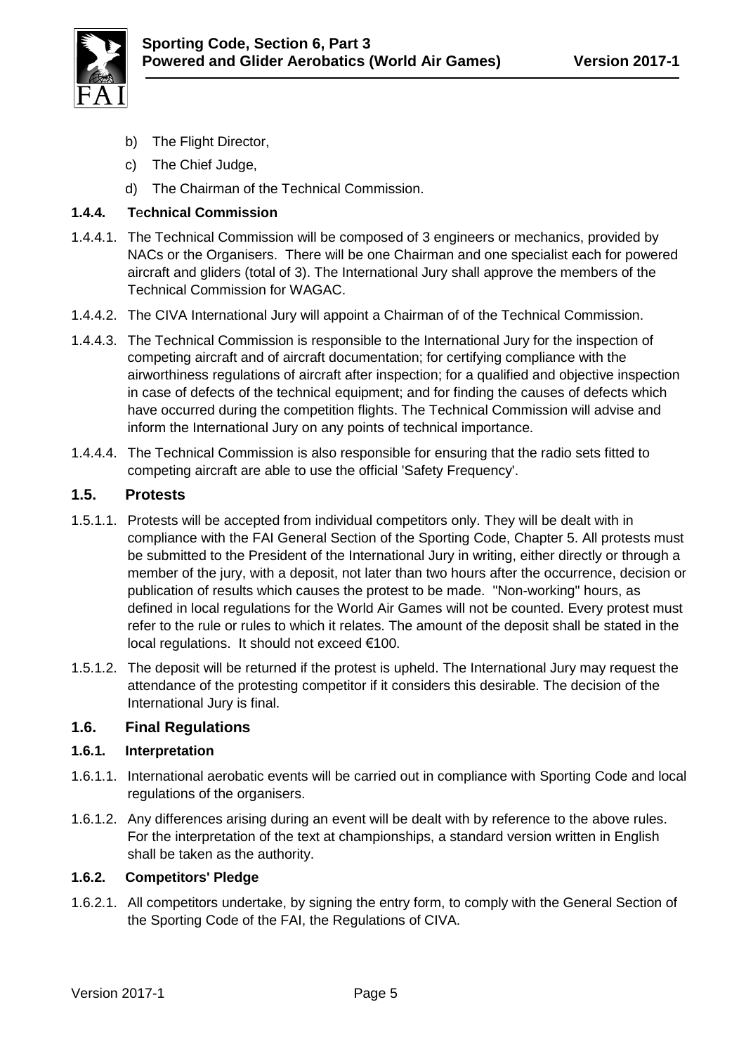b) The Flight Director,

c) The Chief Judge,

d) The Chairman of the Technical Commission.

#### 1.4.4. Technical Commission

1.4.4.1. The Technical Commission will be composed of 3 engineers or mechanics, provided by NACs or the Organisers. There will be one Chairman and one specialist each for powered aircraft and gliders (total of 3). The International Jury shall approve the members of the Technical Commission for WAGAC.

1.4.4.2. The CIVA International Jury will appoint a Chairman of of the Technical Commission.

1.4.4.3. The Technical Commission is responsible to the International Jury for the inspection of competing aircraft and of aircraft documentation; for certifying compliance with the airworthiness regulations of aircraft after inspection; for a qualified and objective inspection in case of defects of the technical equipment; and for finding the causes of defects which have occurred during the competition flights. The Technical Commission will advise and inform the International Jury on any points of technical importance.

1.4.4.4. The Technical Commission is also responsible for ensuring that the radio sets fitted to competing aircraft are able to use the official 'Safety Frequency'.

### 1.5. Protests

1.5.1.1. Protests will be accepted from individual competitors only. They will be dealt with in compliance with the FAI General Section of the Sporting Code, Chapter 5. All protests must be submitted to the President of the International Jury in writing, either directly or through a member of the jury, with a deposit, not later than two hours after the occurrence, decision or publication of results which causes the protest to be made. "Non-working" hours, as defined in local regulations for the World Air Games will not be counted. Every protest must refer to the rule or rules to which it relates. The amount of the deposit shall be stated in the local regulations. It should not exceed €100.

1.5.1.2. The deposit will be returned if the protest is upheld. The International Jury may request the attendance of the protesting competitor if it considers this desirable. The decision of the International Jury is final.

### 1.6. Final Regulations

#### 1.6.1. Interpretation

1.6.1.1. International aerobatic events will be carried out in compliance with Sporting Code and local regulations of the organisers.

1.6.1.2. Any differences arising during an event will be dealt with by reference to the above rules. For the interpretation of the text at championships, a standard version written in English shall be taken as the authority.

#### 1.6.2. Competitors' Pledge

1.6.2.1. All competitors undertake, by signing the entry form, to comply with the General Section of the Sporting Code of the FAI, the Regulations of CIVA.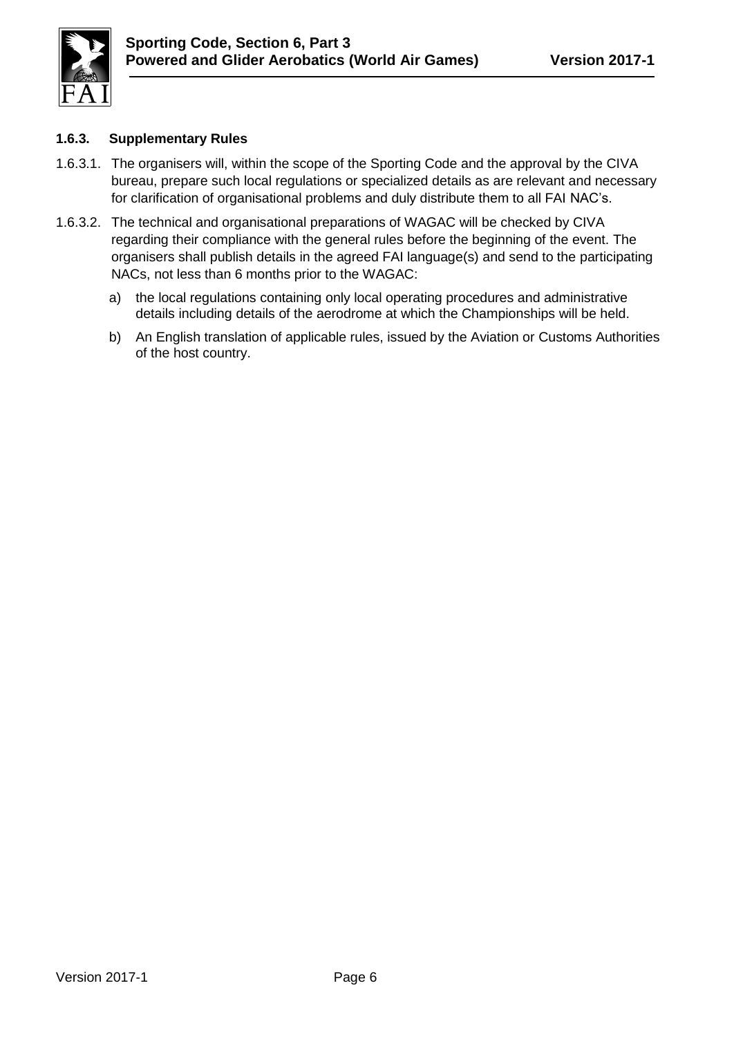### 1.6.3. Supplementary Rules

1.6.3.1. The organisers will, within the scope of the Sporting Code and the approval by the CIVA bureau, prepare such local regulations or specialized details as are relevant and necessary for clarification of organisational problems and duly distribute them to all FAI NAC's.

1.6.3.2. The technical and organisational preparations of WAGAC will be checked by CIVA regarding their compliance with the general rules before the beginning of the event. The organisers shall publish details in the agreed FAI language(s) and send to the participating NACs, not less than 6 months prior to the WAGAC:

a) the local regulations containing only local operating procedures and administrative details including details of the aerodrome at which the Championships will be held.

b) An English translation of applicable rules, issued by the Aviation or Customs Authorities of the host country.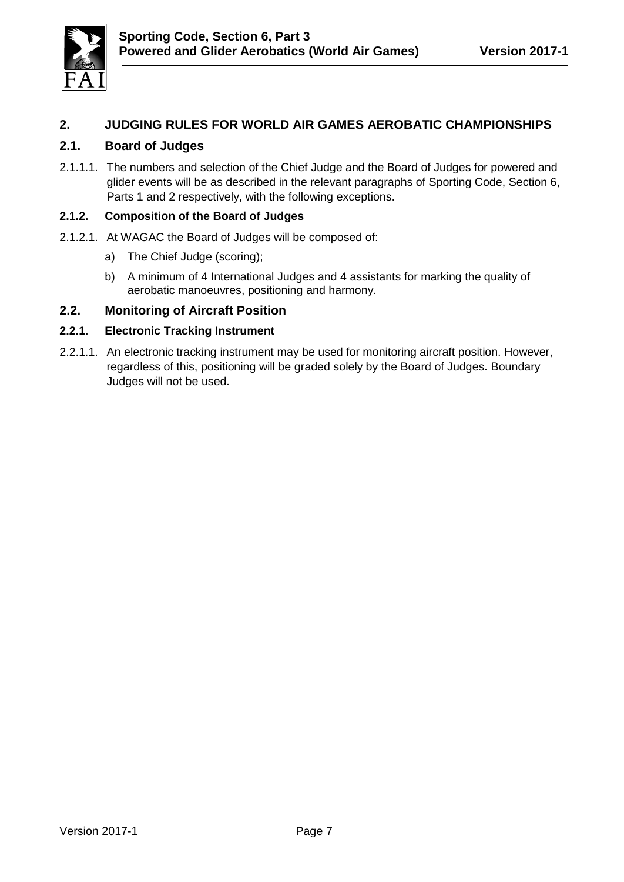# 2. JUDGING RULES FOR WORLD AIR GAMES AEROBATIC CHAMPIONSHIPS

## 2.1. Board of Judges

2.1.1.1. The numbers and selection of the Chief Judge and the Board of Judges for powered and glider events will be as described in the relevant paragraphs of Sporting Code, Section 6, Parts 1 and 2 respectively, with the following exceptions.

### 2.1.2. Composition of the Board of Judges

2.1.2.1. At WAGAC the Board of Judges will be composed of:

a) The Chief Judge (scoring);

b) A minimum of 4 International Judges and 4 assistants for marking the quality of aerobatic manoeuvres, positioning and harmony.

## 2.2. Monitoring of Aircraft Position

### 2.2.1. Electronic Tracking Instrument

2.2.1.1. An electronic tracking instrument may be used for monitoring aircraft position. However, regardless of this, positioning will be graded solely by the Board of Judges. Boundary Judges will not be used.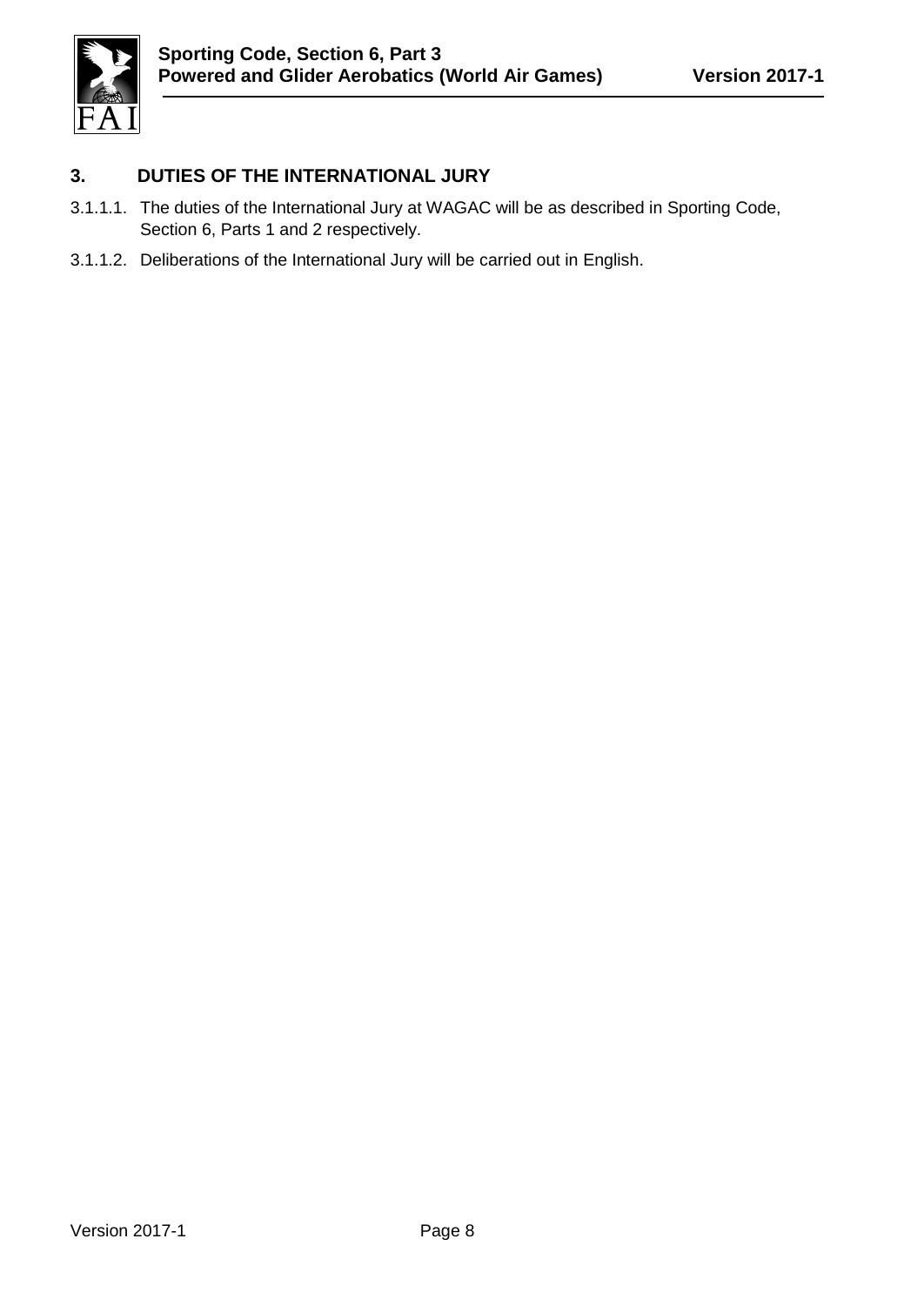## 3. DUTIES OF THE INTERNATIONAL JURY

3.1.1.1. The duties of the International Jury at WAGAC will be as described in Sporting Code, Section 6, Parts 1 and 2 respectively.

3.1.1.2. Deliberations of the International Jury will be carried out in English.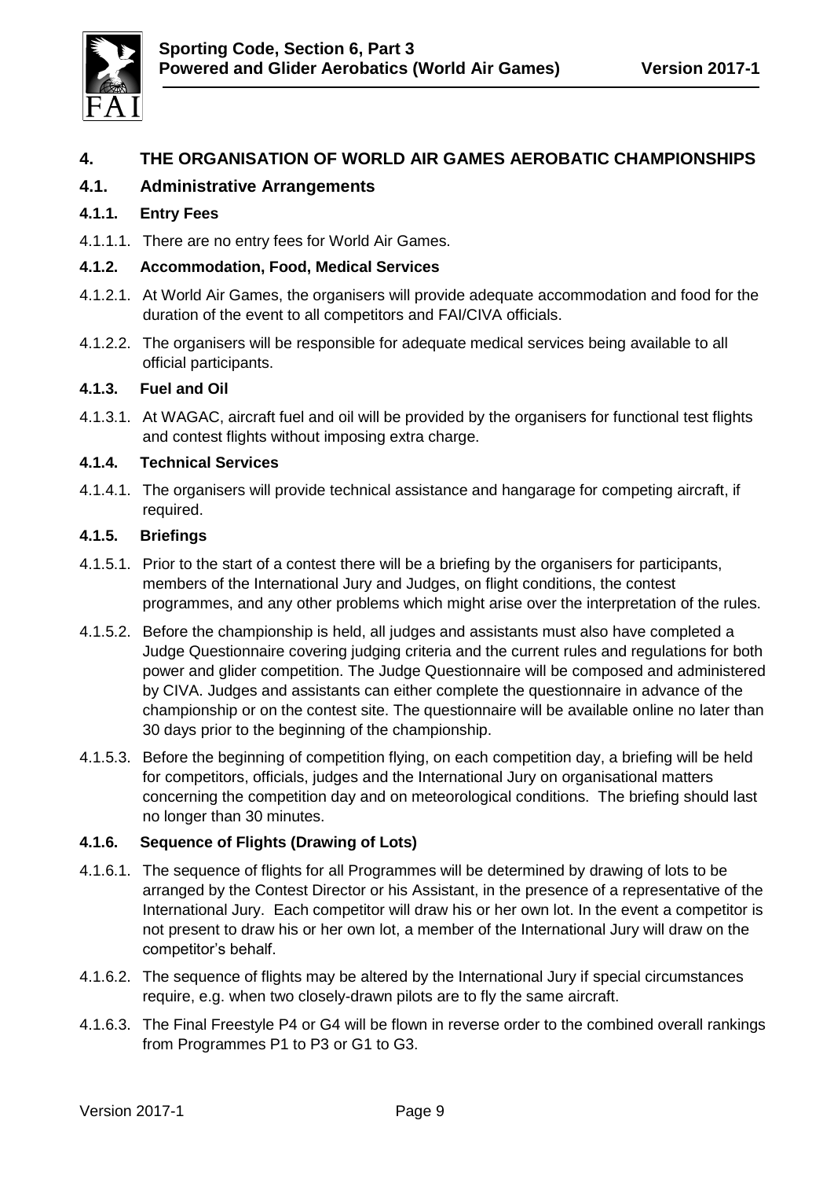# 4. THE ORGANISATION OF WORLD AIR GAMES AEROBATIC CHAMPIONSHIPS

## 4.1. Administrative Arrangements

### 4.1.1. Entry Fees

4.1.1.1. There are no entry fees for World Air Games.

### 4.1.2. Accommodation, Food, Medical Services

4.1.2.1. At World Air Games, the organisers will provide adequate accommodation and food for the duration of the event to all competitors and FAI/CIVA officials.

4.1.2.2. The organisers will be responsible for adequate medical services being available to all official participants.

### 4.1.3. Fuel and Oil

4.1.3.1. At WAGAC, aircraft fuel and oil will be provided by the organisers for functional test flights and contest flights without imposing extra charge.

### 4.1.4. Technical Services

4.1.4.1. The organisers will provide technical assistance and hangarage for competing aircraft, if required.

### 4.1.5. Briefings

4.1.5.1. Prior to the start of a contest there will be a briefing by the organisers for participants, members of the International Jury and Judges, on flight conditions, the contest programmes, and any other problems which might arise over the interpretation of the rules.

4.1.5.2. Before the championship is held, all judges and assistants must also have completed a Judge Questionnaire covering judging criteria and the current rules and regulations for both power and glider competition. The Judge Questionnaire will be composed and administered by CIVA. Judges and assistants can either complete the questionnaire in advance of the championship or on the contest site. The questionnaire will be available online no later than 30 days prior to the beginning of the championship.

4.1.5.3. Before the beginning of competition flying, on each competition day, a briefing will be held for competitors, officials, judges and the International Jury on organisational matters concerning the competition day and on meteorological conditions. The briefing should last no longer than 30 minutes.

### 4.1.6. Sequence of Flights (Drawing of Lots)

4.1.6.1. The sequence of flights for all Programmes will be determined by drawing of lots to be arranged by the Contest Director or his Assistant, in the presence of a representative of the International Jury. Each competitor will draw his or her own lot. In the event a competitor is not present to draw his or her own lot, a member of the International Jury will draw on the competitor's behalf.

4.1.6.2. The sequence of flights may be altered by the International Jury if special circumstances require, e.g. when two closely-drawn pilots are to fly the same aircraft.

4.1.6.3. The Final Freestyle P4 or G4 will be flown in reverse order to the combined overall rankings from Programmes P1 to P3 or G1 to G3.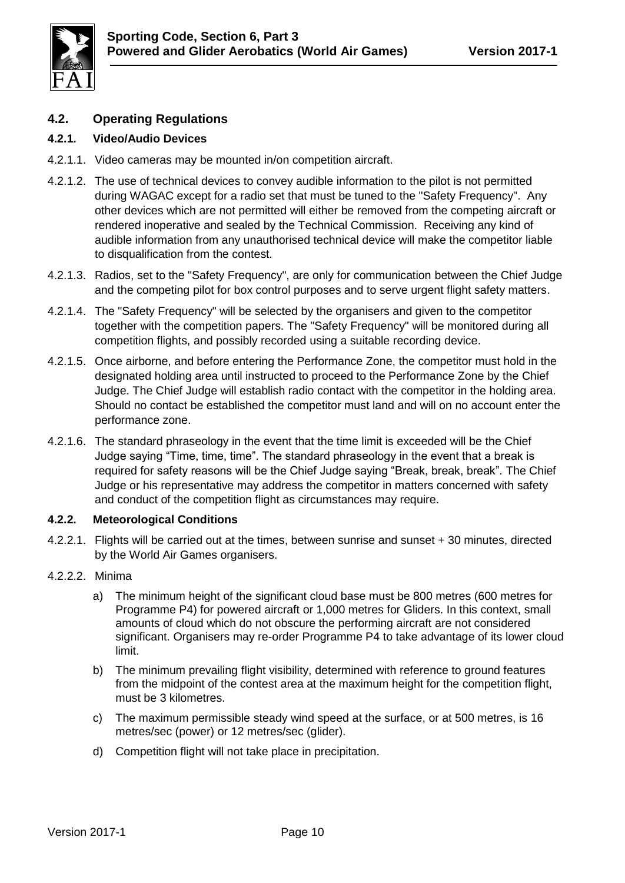## 4.2. Operating Regulations

### 4.2.1. Video/Audio Devices

4.2.1.1. Video cameras may be mounted in/on competition aircraft.

4.2.1.2. The use of technical devices to convey audible information to the pilot is not permitted during WAGAC except for a radio set that must be tuned to the "Safety Frequency". Any other devices which are not permitted will either be removed from the competing aircraft or rendered inoperative and sealed by the Technical Commission. Receiving any kind of audible information from any unauthorised technical device will make the competitor liable to disqualification from the contest.

4.2.1.3. Radios, set to the "Safety Frequency", are only for communication between the Chief Judge and the competing pilot for box control purposes and to serve urgent flight safety matters.

4.2.1.4. The "Safety Frequency" will be selected by the organisers and given to the competitor together with the competition papers. The "Safety Frequency" will be monitored during all competition flights, and possibly recorded using a suitable recording device.

4.2.1.5. Once airborne, and before entering the Performance Zone, the competitor must hold in the designated holding area until instructed to proceed to the Performance Zone by the Chief Judge. The Chief Judge will establish radio contact with the competitor in the holding area. Should no contact be established the competitor must land and will on no account enter the performance zone.

4.2.1.6. The standard phraseology in the event that the time limit is exceeded will be the Chief Judge saying "Time, time, time". The standard phraseology in the event that a break is required for safety reasons will be the Chief Judge saying "Break, break, break". The Chief Judge or his representative may address the competitor in matters concerned with safety and conduct of the competition flight as circumstances may require.

### 4.2.2. Meteorological Conditions

4.2.2.1. Flights will be carried out at the times, between sunrise and sunset + 30 minutes, directed by the World Air Games organisers.

4.2.2.2. Minima

a) The minimum height of the significant cloud base must be 800 metres (600 metres for Programme P4) for powered aircraft or 1,000 metres for Gliders. In this context, small amounts of cloud which do not obscure the performing aircraft are not considered significant. Organisers may re-order Programme P4 to take advantage of its lower cloud limit.

b) The minimum prevailing flight visibility, determined with reference to ground features from the midpoint of the contest area at the maximum height for the competition flight, must be 3 kilometres.

c) The maximum permissible steady wind speed at the surface, or at 500 metres, is 16 metres/sec (power) or 12 metres/sec (glider).

d) Competition flight will not take place in precipitation.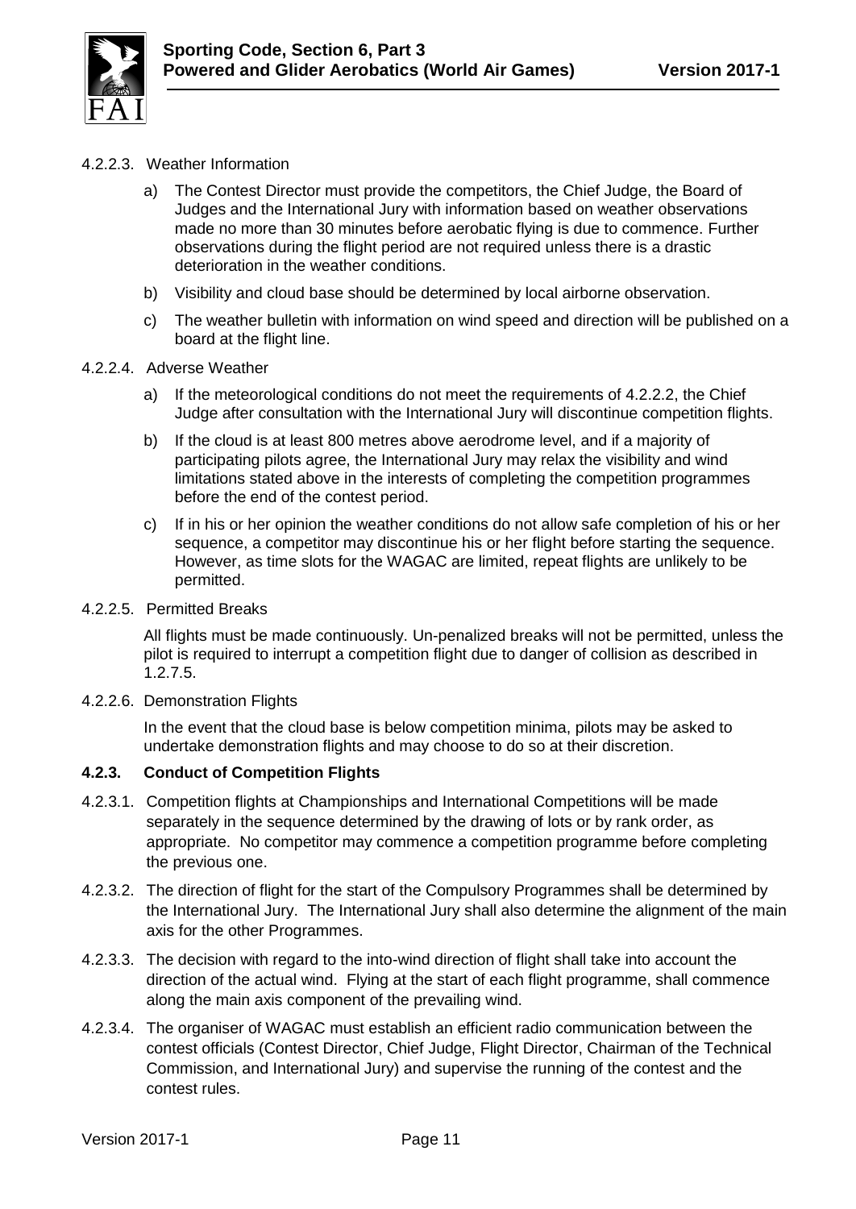4.2.2.3. Weather Information

a) The Contest Director must provide the competitors, the Chief Judge, the Board of Judges and the International Jury with information based on weather observations made no more than 30 minutes before aerobatic flying is due to commence. Further observations during the flight period are not required unless there is a drastic deterioration in the weather conditions.

b) Visibility and cloud base should be determined by local airborne observation.

c) The weather bulletin with information on wind speed and direction will be published on a board at the flight line.

4.2.2.4. Adverse Weather

a) If the meteorological conditions do not meet the requirements of 4.2.2.2, the Chief Judge after consultation with the International Jury will discontinue competition flights.

b) If the cloud is at least 800 metres above aerodrome level, and if a majority of participating pilots agree, the International Jury may relax the visibility and wind limitations stated above in the interests of completing the competition programmes before the end of the contest period.

c) If in his or her opinion the weather conditions do not allow safe completion of his or her sequence, a competitor may discontinue his or her flight before starting the sequence. However, as time slots for the WAGAC are limited, repeat flights are unlikely to be permitted.

4.2.2.5. Permitted Breaks

All flights must be made continuously. Un-penalized breaks will not be permitted, unless the pilot is required to interrupt a competition flight due to danger of collision as described in 1.2.7.5.

4.2.2.6. Demonstration Flights

In the event that the cloud base is below competition minima, pilots may be asked to undertake demonstration flights and may choose to do so at their discretion.

**4.2.3. Conduct of Competition Flights**

4.2.3.1. Competition flights at Championships and International Competitions will be made separately in the sequence determined by the drawing of lots or by rank order, as appropriate. No competitor may commence a competition programme before completing the previous one.

4.2.3.2. The direction of flight for the start of the Compulsory Programmes shall be determined by the International Jury. The International Jury shall also determine the alignment of the main axis for the other Programmes.

4.2.3.3. The decision with regard to the into-wind direction of flight shall take into account the direction of the actual wind. Flying at the start of each flight programme, shall commence along the main axis component of the prevailing wind.

4.2.3.4. The organiser of WAGAC must establish an efficient radio communication between the contest officials (Contest Director, Chief Judge, Flight Director, Chairman of the Technical Commission, and International Jury) and supervise the running of the contest and the contest rules.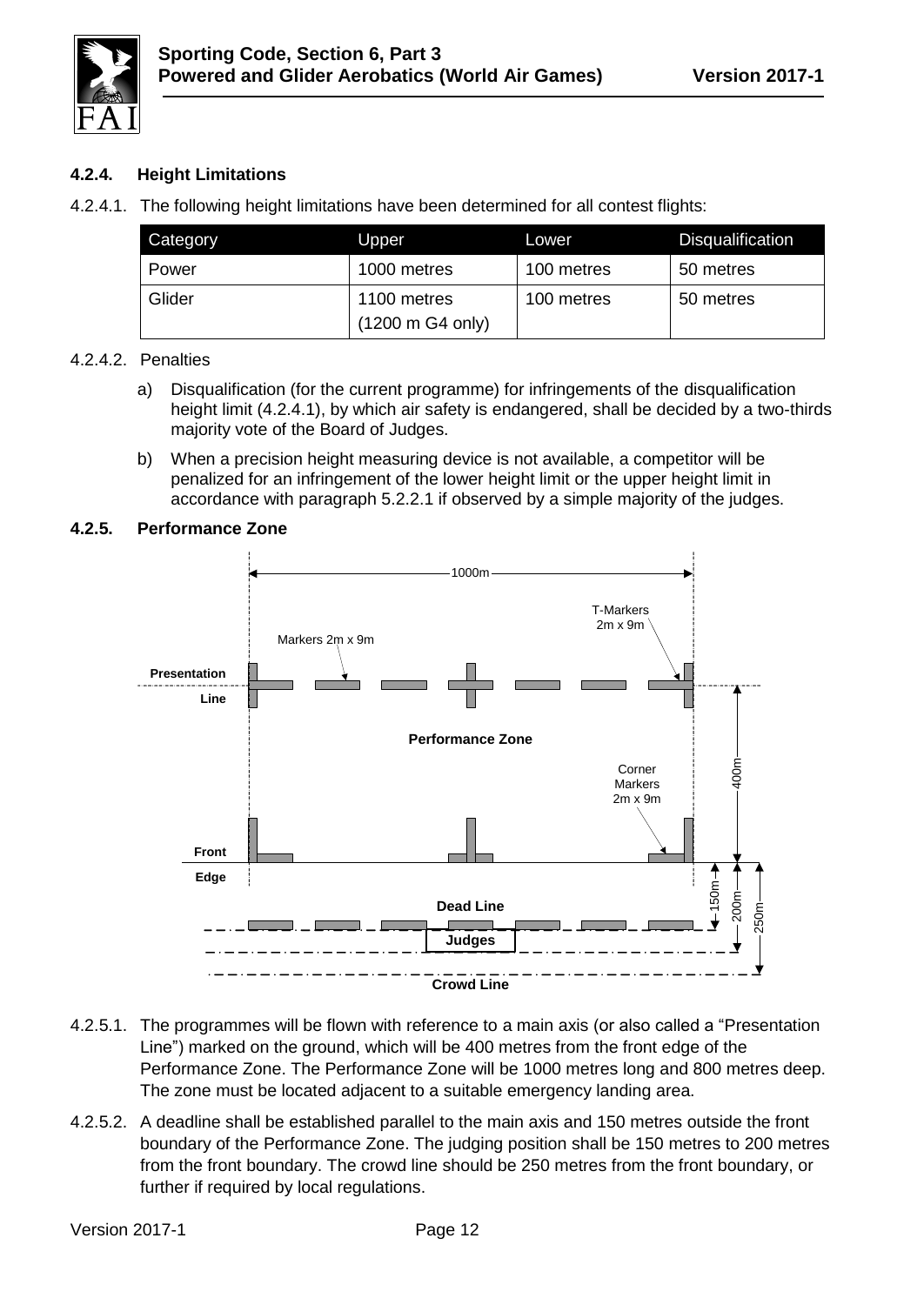#### 4.2.4. Height Limitations

4.2.4.1. The following height limitations have been determined for all contest flights:

| Category | Upper | Lower | Disqualification |
|---|---|---|---|
| Power | 1000 metres | 100 metres | 50 metres |
| Glider | 1100 metres (1200 m G4 only) | 100 metres | 50 metres |

4.2.4.2. Penalties

a) Disqualification (for the current programme) for infringements of the disqualification height limit (4.2.4.1), by which air safety is endangered, shall be decided by a two-thirds majority vote of the Board of Judges.

b) When a precision height measuring device is not available, a competitor will be penalized for an infringement of the lower height limit or the upper height limit in accordance with paragraph 5.2.2.1 if observed by a simple majority of the judges.

#### 4.2.5. Performance Zone

4.2.5.1. The programmes will be flown with reference to a main axis (or also called a "Presentation Line") marked on the ground, which will be 400 metres from the front edge of the Performance Zone. The Performance Zone will be 1000 metres long and 800 metres deep. The zone must be located adjacent to a suitable emergency landing area.

4.2.5.2. A deadline shall be established parallel to the main axis and 150 metres outside the front boundary of the Performance Zone. The judging position shall be 150 metres to 200 metres from the front boundary. The crowd line should be 250 metres from the front boundary, or further if required by local regulations.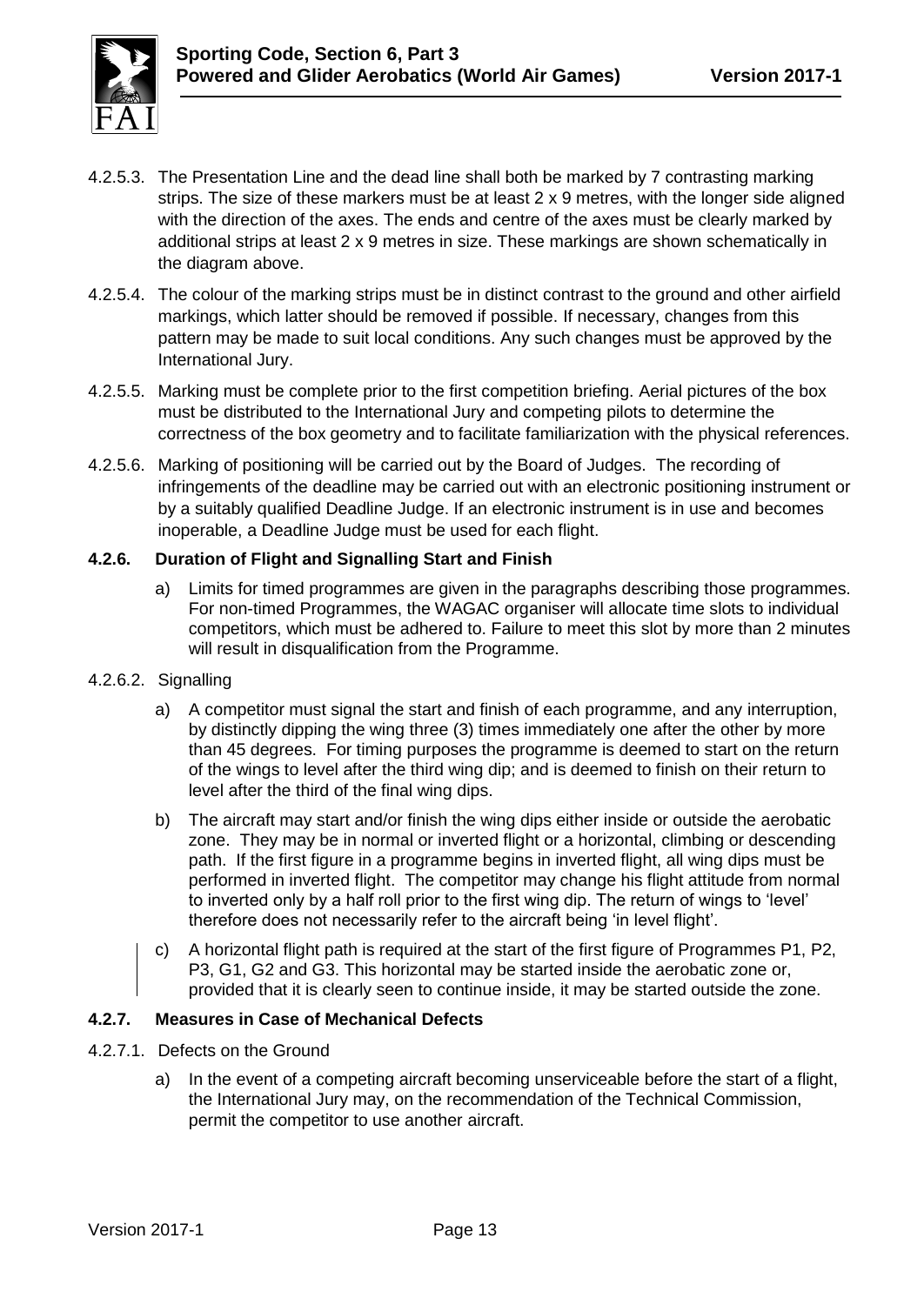4.2.5.3. The Presentation Line and the dead line shall both be marked by 7 contrasting marking strips. The size of these markers must be at least 2 x 9 metres, with the longer side aligned with the direction of the axes. The ends and centre of the axes must be clearly marked by additional strips at least 2 x 9 metres in size. These markings are shown schematically in the diagram above.

4.2.5.4. The colour of the marking strips must be in distinct contrast to the ground and other airfield markings, which latter should be removed if possible. If necessary, changes from this pattern may be made to suit local conditions. Any such changes must be approved by the International Jury.

4.2.5.5. Marking must be complete prior to the first competition briefing. Aerial pictures of the box must be distributed to the International Jury and competing pilots to determine the correctness of the box geometry and to facilitate familiarization with the physical references.

4.2.5.6. Marking of positioning will be carried out by the Board of Judges. The recording of infringements of the deadline may be carried out with an electronic positioning instrument or by a suitably qualified Deadline Judge. If an electronic instrument is in use and becomes inoperable, a Deadline Judge must be used for each flight.

#### 4.2.6. Duration of Flight and Signalling Start and Finish

a) Limits for timed programmes are given in the paragraphs describing those programmes. For non-timed Programmes, the WAGAC organiser will allocate time slots to individual competitors, which must be adhered to. Failure to meet this slot by more than 2 minutes will result in disqualification from the Programme.

4.2.6.2. Signalling

a) A competitor must signal the start and finish of each programme, and any interruption, by distinctly dipping the wing three (3) times immediately one after the other by more than 45 degrees. For timing purposes the programme is deemed to start on the return of the wings to level after the third wing dip; and is deemed to finish on their return to level after the third of the final wing dips.

b) The aircraft may start and/or finish the wing dips either inside or outside the aerobatic zone. They may be in normal or inverted flight or a horizontal, climbing or descending path. If the first figure in a programme begins in inverted flight, all wing dips must be performed in inverted flight. The competitor may change his flight attitude from normal to inverted only by a half roll prior to the first wing dip. The return of wings to 'level' therefore does not necessarily refer to the aircraft being 'in level flight'.

c) A horizontal flight path is required at the start of the first figure of Programmes P1, P2, P3, G1, G2 and G3. This horizontal may be started inside the aerobatic zone or, provided that it is clearly seen to continue inside, it may be started outside the zone.

#### 4.2.7. Measures in Case of Mechanical Defects

4.2.7.1. Defects on the Ground

a) In the event of a competing aircraft becoming unserviceable before the start of a flight, the International Jury may, on the recommendation of the Technical Commission, permit the competitor to use another aircraft.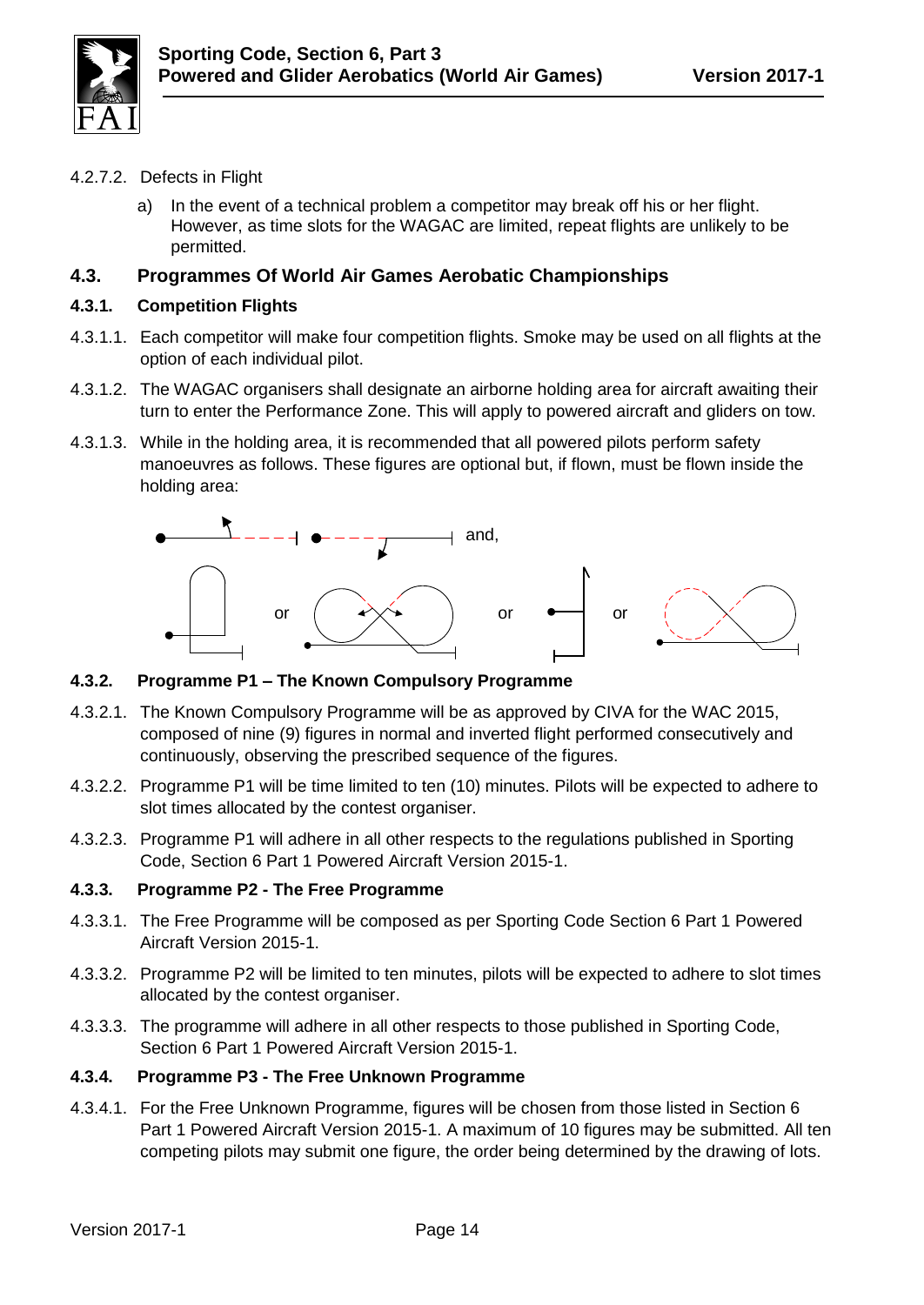4.2.7.2. Defects in Flight

a) In the event of a technical problem a competitor may break off his or her flight. However, as time slots for the WAGAC are limited, repeat flights are unlikely to be permitted.

## 4.3. Programmes Of World Air Games Aerobatic Championships

### 4.3.1. Competition Flights

4.3.1.1. Each competitor will make four competition flights. Smoke may be used on all flights at the option of each individual pilot.

4.3.1.2. The WAGAC organisers shall designate an airborne holding area for aircraft awaiting their turn to enter the Performance Zone. This will apply to powered aircraft and gliders on tow.

4.3.1.3. While in the holding area, it is recommended that all powered pilots perform safety manoeuvres as follows. These figures are optional but, if flown, must be flown inside the holding area:

and,

or or or

### 4.3.2. Programme P1 – The Known Compulsory Programme

4.3.2.1. The Known Compulsory Programme will be as approved by CIVA for the WAC 2015, composed of nine (9) figures in normal and inverted flight performed consecutively and continuously, observing the prescribed sequence of the figures.

4.3.2.2. Programme P1 will be time limited to ten (10) minutes. Pilots will be expected to adhere to slot times allocated by the contest organiser.

4.3.2.3. Programme P1 will adhere in all other respects to the regulations published in Sporting Code, Section 6 Part 1 Powered Aircraft Version 2015-1.

### 4.3.3. Programme P2 - The Free Programme

4.3.3.1. The Free Programme will be composed as per Sporting Code Section 6 Part 1 Powered Aircraft Version 2015-1.

4.3.3.2. Programme P2 will be limited to ten minutes, pilots will be expected to adhere to slot times allocated by the contest organiser.

4.3.3.3. The programme will adhere in all other respects to those published in Sporting Code, Section 6 Part 1 Powered Aircraft Version 2015-1.

### 4.3.4. Programme P3 - The Free Unknown Programme

4.3.4.1. For the Free Unknown Programme, figures will be chosen from those listed in Section 6 Part 1 Powered Aircraft Version 2015-1. A maximum of 10 figures may be submitted. All ten competing pilots may submit one figure, the order being determined by the drawing of lots.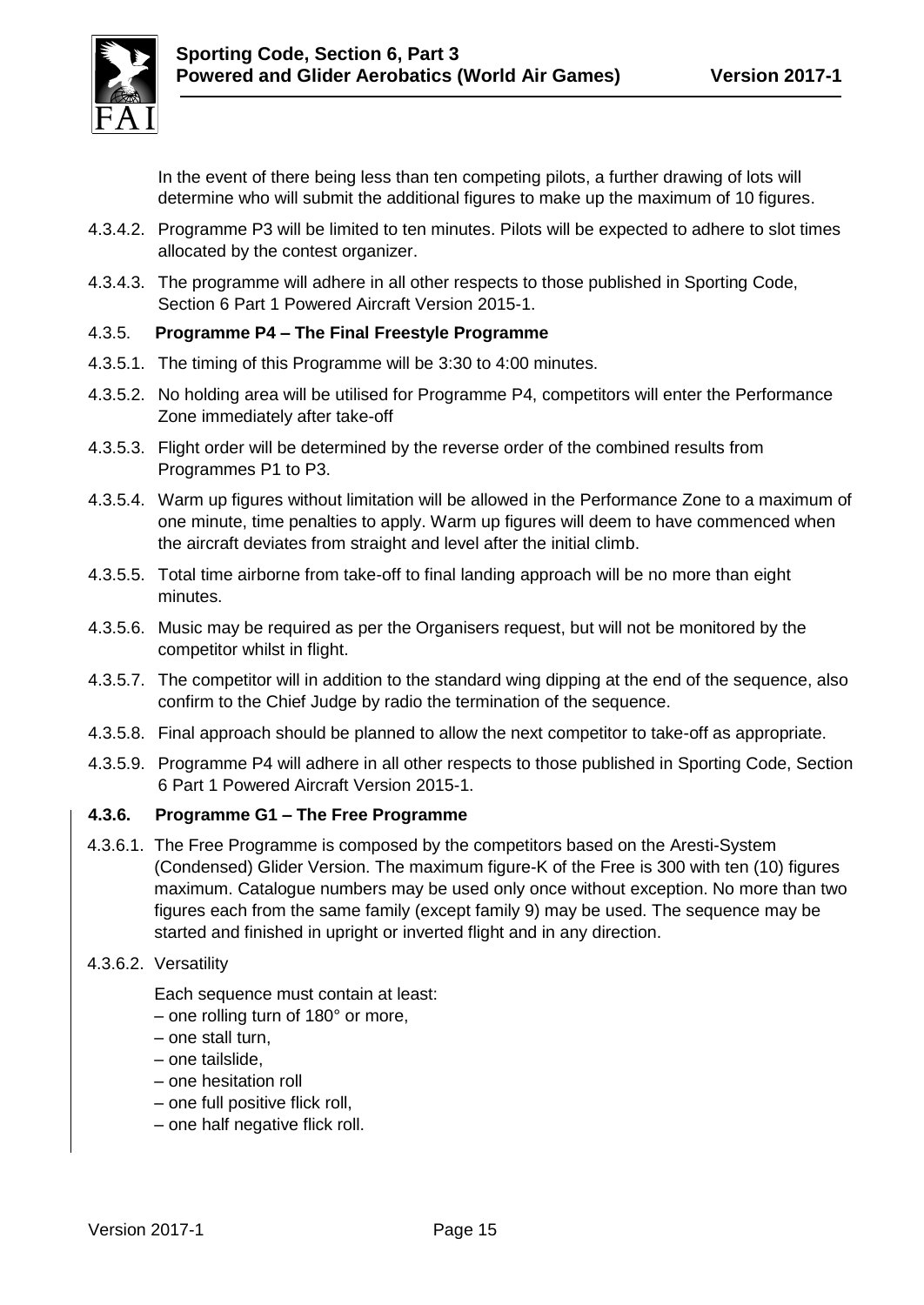In the event of there being less than ten competing pilots, a further drawing of lots will determine who will submit the additional figures to make up the maximum of 10 figures.

4.3.4.2. Programme P3 will be limited to ten minutes. Pilots will be expected to adhere to slot times allocated by the contest organizer.

4.3.4.3. The programme will adhere in all other respects to those published in Sporting Code, Section 6 Part 1 Powered Aircraft Version 2015-1.

### 4.3.5. Programme P4 – The Final Freestyle Programme

4.3.5.1. The timing of this Programme will be 3:30 to 4:00 minutes.

4.3.5.2. No holding area will be utilised for Programme P4, competitors will enter the Performance Zone immediately after take-off

4.3.5.3. Flight order will be determined by the reverse order of the combined results from Programmes P1 to P3.

4.3.5.4. Warm up figures without limitation will be allowed in the Performance Zone to a maximum of one minute, time penalties to apply. Warm up figures will deem to have commenced when the aircraft deviates from straight and level after the initial climb.

4.3.5.5. Total time airborne from take-off to final landing approach will be no more than eight minutes.

4.3.5.6. Music may be required as per the Organisers request, but will not be monitored by the competitor whilst in flight.

4.3.5.7. The competitor will in addition to the standard wing dipping at the end of the sequence, also confirm to the Chief Judge by radio the termination of the sequence.

4.3.5.8. Final approach should be planned to allow the next competitor to take-off as appropriate.

4.3.5.9. Programme P4 will adhere in all other respects to those published in Sporting Code, Section 6 Part 1 Powered Aircraft Version 2015-1.

### 4.3.6. Programme G1 – The Free Programme

4.3.6.1. The Free Programme is composed by the competitors based on the Aresti-System (Condensed) Glider Version. The maximum figure-K of the Free is 300 with ten (10) figures maximum. Catalogue numbers may be used only once without exception. No more than two figures each from the same family (except family 9) may be used. The sequence may be started and finished in upright or inverted flight and in any direction.

4.3.6.2. Versatility

Each sequence must contain at least:
– one rolling turn of 180° or more,
– one stall turn,
– one tailslide,
– one hesitation roll
– one full positive flick roll,
– one half negative flick roll.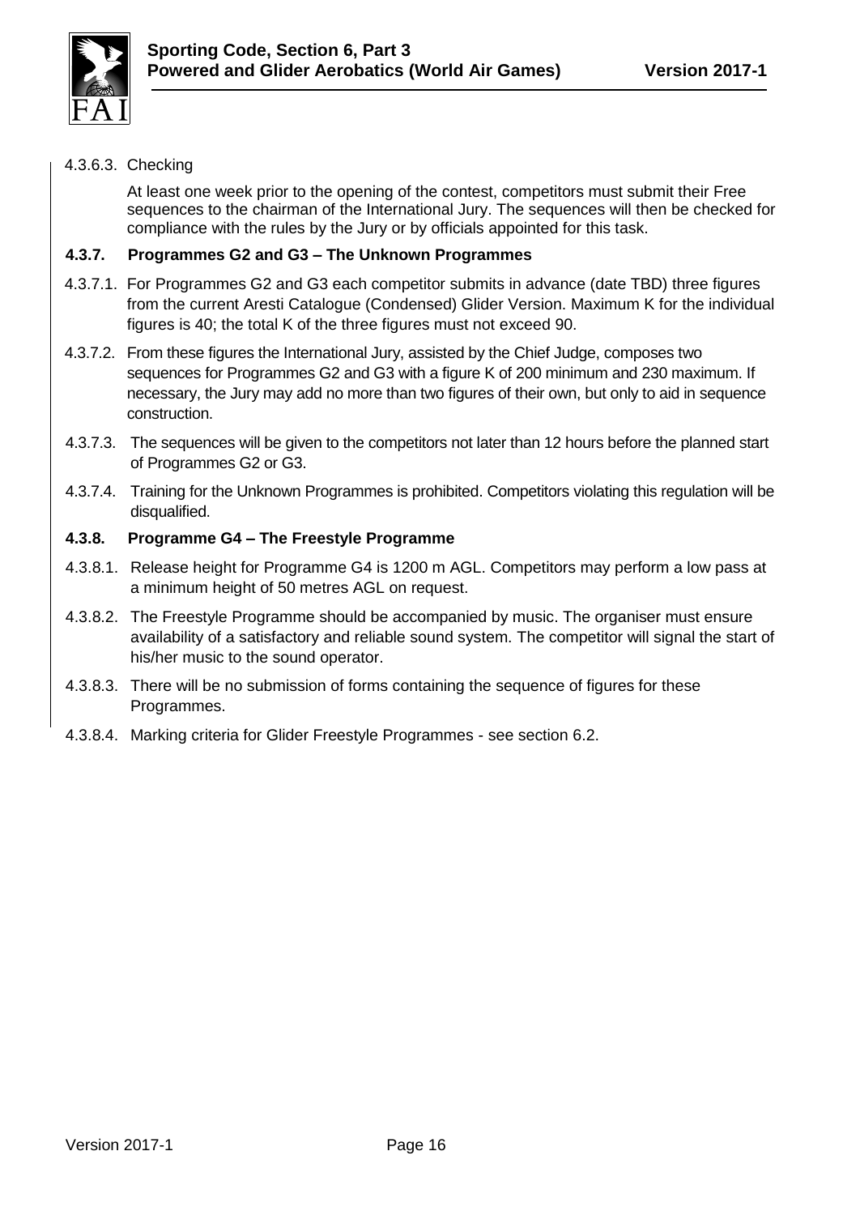4.3.6.3. Checking

At least one week prior to the opening of the contest, competitors must submit their Free sequences to the chairman of the International Jury. The sequences will then be checked for compliance with the rules by the Jury or by officials appointed for this task.

#### 4.3.7. Programmes G2 and G3 – The Unknown Programmes

4.3.7.1. For Programmes G2 and G3 each competitor submits in advance (date TBD) three figures from the current Aresti Catalogue (Condensed) Glider Version. Maximum K for the individual figures is 40; the total K of the three figures must not exceed 90.

4.3.7.2. From these figures the International Jury, assisted by the Chief Judge, composes two sequences for Programmes G2 and G3 with a figure K of 200 minimum and 230 maximum. If necessary, the Jury may add no more than two figures of their own, but only to aid in sequence construction.

4.3.7.3. The sequences will be given to the competitors not later than 12 hours before the planned start of Programmes G2 or G3.

4.3.7.4. Training for the Unknown Programmes is prohibited. Competitors violating this regulation will be disqualified.

#### 4.3.8. Programme G4 – The Freestyle Programme

4.3.8.1. Release height for Programme G4 is 1200 m AGL. Competitors may perform a low pass at a minimum height of 50 metres AGL on request.

4.3.8.2. The Freestyle Programme should be accompanied by music. The organiser must ensure availability of a satisfactory and reliable sound system. The competitor will signal the start of his/her music to the sound operator.

4.3.8.3. There will be no submission of forms containing the sequence of figures for these Programmes.

4.3.8.4. Marking criteria for Glider Freestyle Programmes - see section 6.2.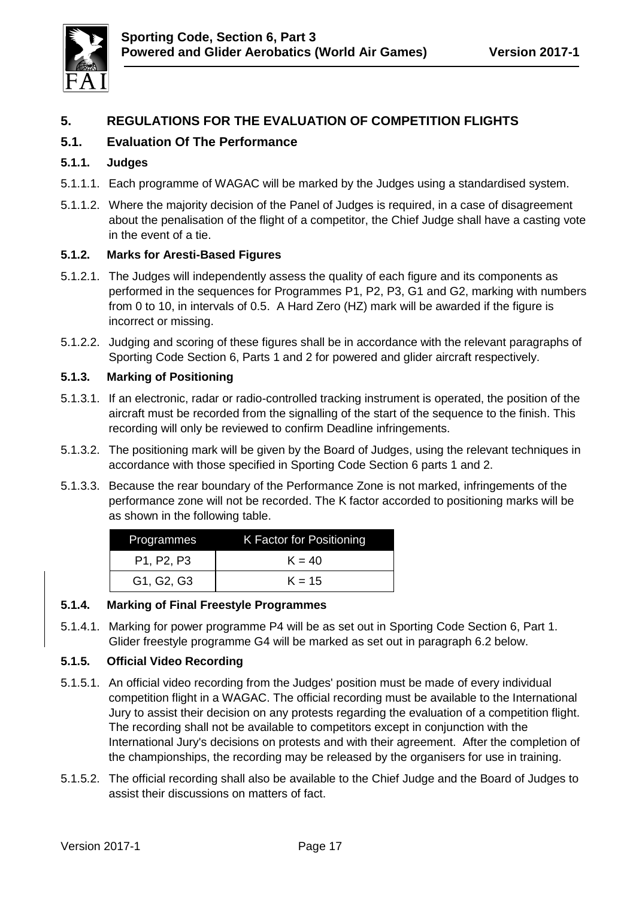## 5. REGULATIONS FOR THE EVALUATION OF COMPETITION FLIGHTS

### 5.1. Evaluation Of The Performance

#### 5.1.1. Judges

5.1.1.1. Each programme of WAGAC will be marked by the Judges using a standardised system.

5.1.1.2. Where the majority decision of the Panel of Judges is required, in a case of disagreement about the penalisation of the flight of a competitor, the Chief Judge shall have a casting vote in the event of a tie.

#### 5.1.2. Marks for Aresti-Based Figures

5.1.2.1. The Judges will independently assess the quality of each figure and its components as performed in the sequences for Programmes P1, P2, P3, G1 and G2, marking with numbers from 0 to 10, in intervals of 0.5. A Hard Zero (HZ) mark will be awarded if the figure is incorrect or missing.

5.1.2.2. Judging and scoring of these figures shall be in accordance with the relevant paragraphs of Sporting Code Section 6, Parts 1 and 2 for powered and glider aircraft respectively.

#### 5.1.3. Marking of Positioning

5.1.3.1. If an electronic, radar or radio-controlled tracking instrument is operated, the position of the aircraft must be recorded from the signalling of the start of the sequence to the finish. This recording will only be reviewed to confirm Deadline infringements.

5.1.3.2. The positioning mark will be given by the Board of Judges, using the relevant techniques in accordance with those specified in Sporting Code Section 6 parts 1 and 2.

5.1.3.3. Because the rear boundary of the Performance Zone is not marked, infringements of the performance zone will not be recorded. The K factor accorded to positioning marks will be as shown in the following table.

| Programmes | K Factor for Positioning |
|---|---|
| P1, P2, P3 | K = 40 |
| G1, G2, G3 | K = 15 |

#### 5.1.4. Marking of Final Freestyle Programmes

5.1.4.1. Marking for power programme P4 will be as set out in Sporting Code Section 6, Part 1. Glider freestyle programme G4 will be marked as set out in paragraph 6.2 below.

#### 5.1.5. Official Video Recording

5.1.5.1. An official video recording from the Judges' position must be made of every individual competition flight in a WAGAC. The official recording must be available to the International Jury to assist their decision on any protests regarding the evaluation of a competition flight. The recording shall not be available to competitors except in conjunction with the International Jury's decisions on protests and with their agreement. After the completion of the championships, the recording may be released by the organisers for use in training.

5.1.5.2. The official recording shall also be available to the Chief Judge and the Board of Judges to assist their discussions on matters of fact.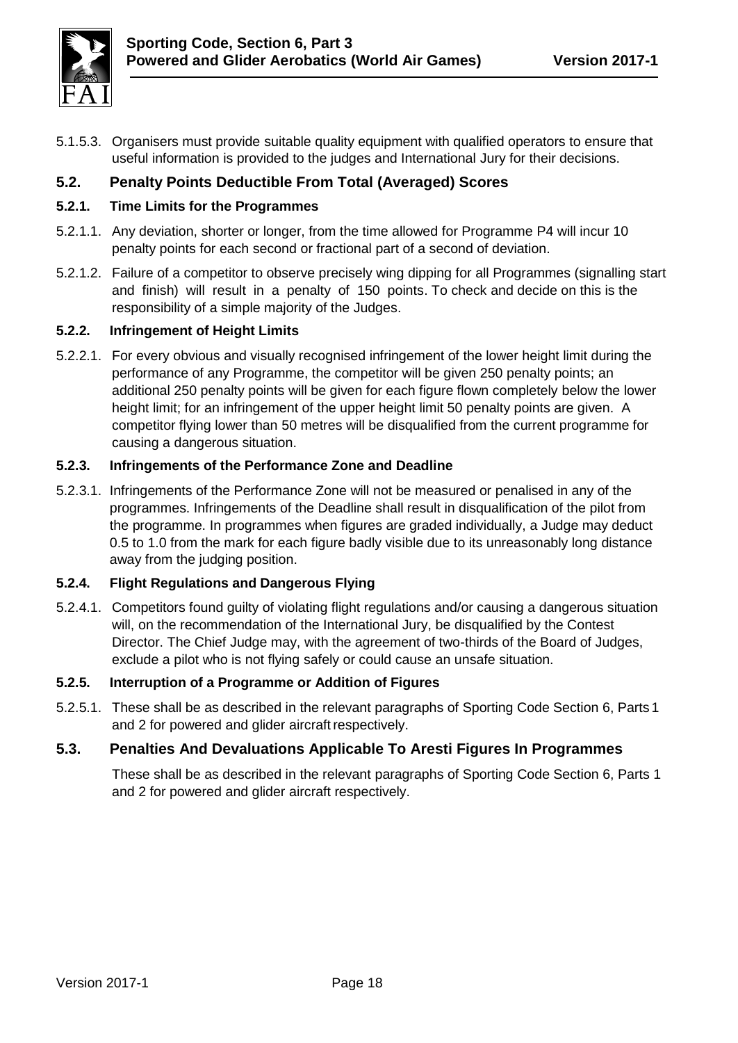5.1.5.3. Organisers must provide suitable quality equipment with qualified operators to ensure that useful information is provided to the judges and International Jury for their decisions.

## 5.2. Penalty Points Deductible From Total (Averaged) Scores

### 5.2.1. Time Limits for the Programmes

5.2.1.1. Any deviation, shorter or longer, from the time allowed for Programme P4 will incur 10 penalty points for each second or fractional part of a second of deviation.

5.2.1.2. Failure of a competitor to observe precisely wing dipping for all Programmes (signalling start and finish) will result in a penalty of 150 points. To check and decide on this is the responsibility of a simple majority of the Judges.

### 5.2.2. Infringement of Height Limits

5.2.2.1. For every obvious and visually recognised infringement of the lower height limit during the performance of any Programme, the competitor will be given 250 penalty points; an additional 250 penalty points will be given for each figure flown completely below the lower height limit; for an infringement of the upper height limit 50 penalty points are given. A competitor flying lower than 50 metres will be disqualified from the current programme for causing a dangerous situation.

### 5.2.3. Infringements of the Performance Zone and Deadline

5.2.3.1. Infringements of the Performance Zone will not be measured or penalised in any of the programmes. Infringements of the Deadline shall result in disqualification of the pilot from the programme. In programmes when figures are graded individually, a Judge may deduct 0.5 to 1.0 from the mark for each figure badly visible due to its unreasonably long distance away from the judging position.

### 5.2.4. Flight Regulations and Dangerous Flying

5.2.4.1. Competitors found guilty of violating flight regulations and/or causing a dangerous situation will, on the recommendation of the International Jury, be disqualified by the Contest Director. The Chief Judge may, with the agreement of two-thirds of the Board of Judges, exclude a pilot who is not flying safely or could cause an unsafe situation.

### 5.2.5. Interruption of a Programme or Addition of Figures

5.2.5.1. These shall be as described in the relevant paragraphs of Sporting Code Section 6, Parts 1 and 2 for powered and glider aircraft respectively.

## 5.3. Penalties And Devaluations Applicable To Aresti Figures In Programmes

These shall be as described in the relevant paragraphs of Sporting Code Section 6, Parts 1 and 2 for powered and glider aircraft respectively.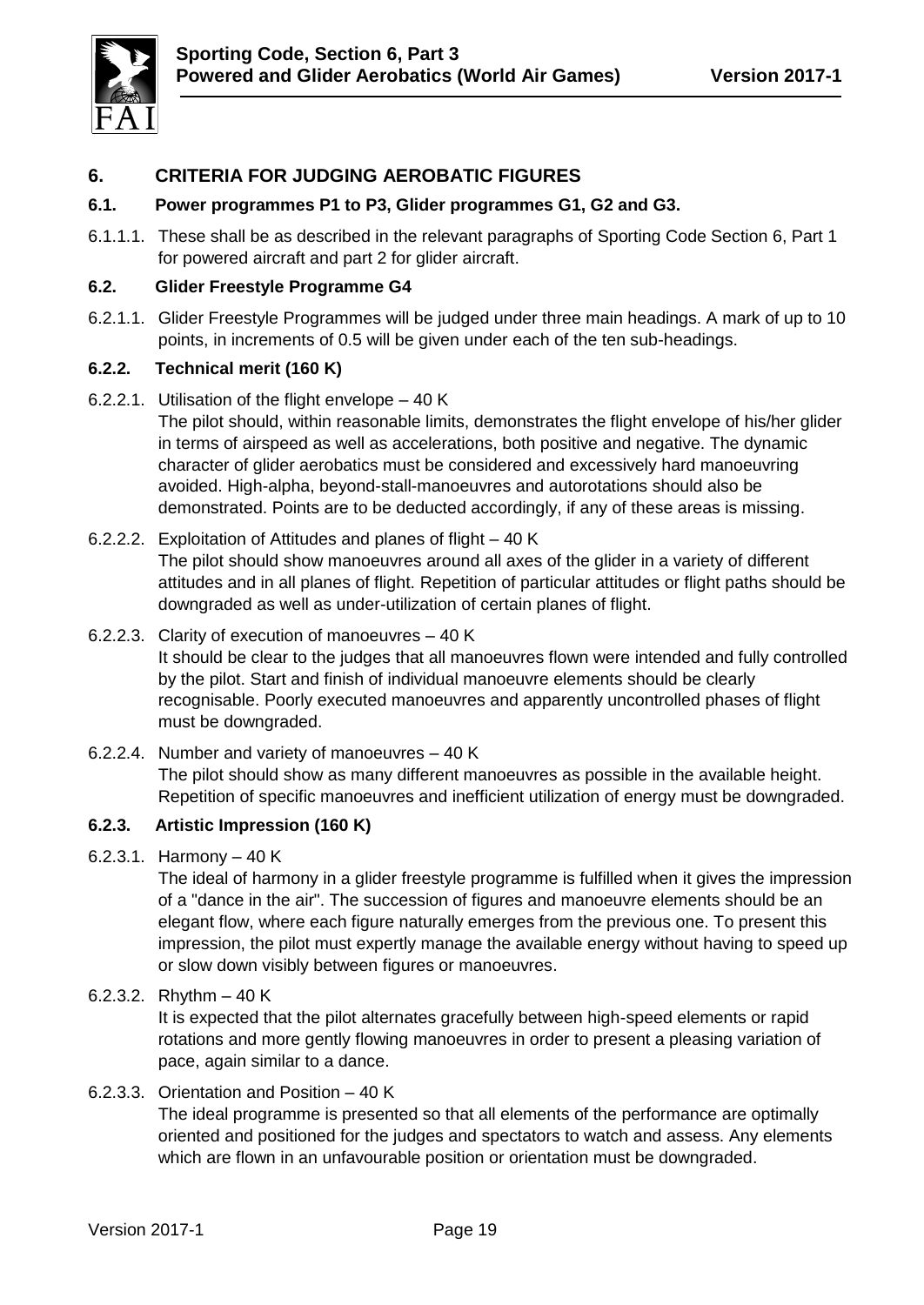## 6. CRITERIA FOR JUDGING AEROBATIC FIGURES

### 6.1. Power programmes P1 to P3, Glider programmes G1, G2 and G3.

6.1.1.1. These shall be as described in the relevant paragraphs of Sporting Code Section 6, Part 1 for powered aircraft and part 2 for glider aircraft.

### 6.2. Glider Freestyle Programme G4

6.2.1.1. Glider Freestyle Programmes will be judged under three main headings. A mark of up to 10 points, in increments of 0.5 will be given under each of the ten sub-headings.

#### 6.2.2. Technical merit (160 K)

6.2.2.1. Utilisation of the flight envelope – 40 K
The pilot should, within reasonable limits, demonstrates the flight envelope of his/her glider in terms of airspeed as well as accelerations, both positive and negative. The dynamic character of glider aerobatics must be considered and excessively hard manoeuvring avoided. High-alpha, beyond-stall-manoeuvres and autorotations should also be demonstrated. Points are to be deducted accordingly, if any of these areas is missing.

6.2.2.2. Exploitation of Attitudes and planes of flight – 40 K
The pilot should show manoeuvres around all axes of the glider in a variety of different attitudes and in all planes of flight. Repetition of particular attitudes or flight paths should be downgraded as well as under-utilization of certain planes of flight.

6.2.2.3. Clarity of execution of manoeuvres – 40 K
It should be clear to the judges that all manoeuvres flown were intended and fully controlled by the pilot. Start and finish of individual manoeuvre elements should be clearly recognisable. Poorly executed manoeuvres and apparently uncontrolled phases of flight must be downgraded.

6.2.2.4. Number and variety of manoeuvres – 40 K
The pilot should show as many different manoeuvres as possible in the available height. Repetition of specific manoeuvres and inefficient utilization of energy must be downgraded.

#### 6.2.3. Artistic Impression (160 K)

6.2.3.1. Harmony – 40 K
The ideal of harmony in a glider freestyle programme is fulfilled when it gives the impression of a "dance in the air". The succession of figures and manoeuvre elements should be an elegant flow, where each figure naturally emerges from the previous one. To present this impression, the pilot must expertly manage the available energy without having to speed up or slow down visibly between figures or manoeuvres.

6.2.3.2. Rhythm – 40 K
It is expected that the pilot alternates gracefully between high-speed elements or rapid rotations and more gently flowing manoeuvres in order to present a pleasing variation of pace, again similar to a dance.

6.2.3.3. Orientation and Position – 40 K
The ideal programme is presented so that all elements of the performance are optimally oriented and positioned for the judges and spectators to watch and assess. Any elements which are flown in an unfavourable position or orientation must be downgraded.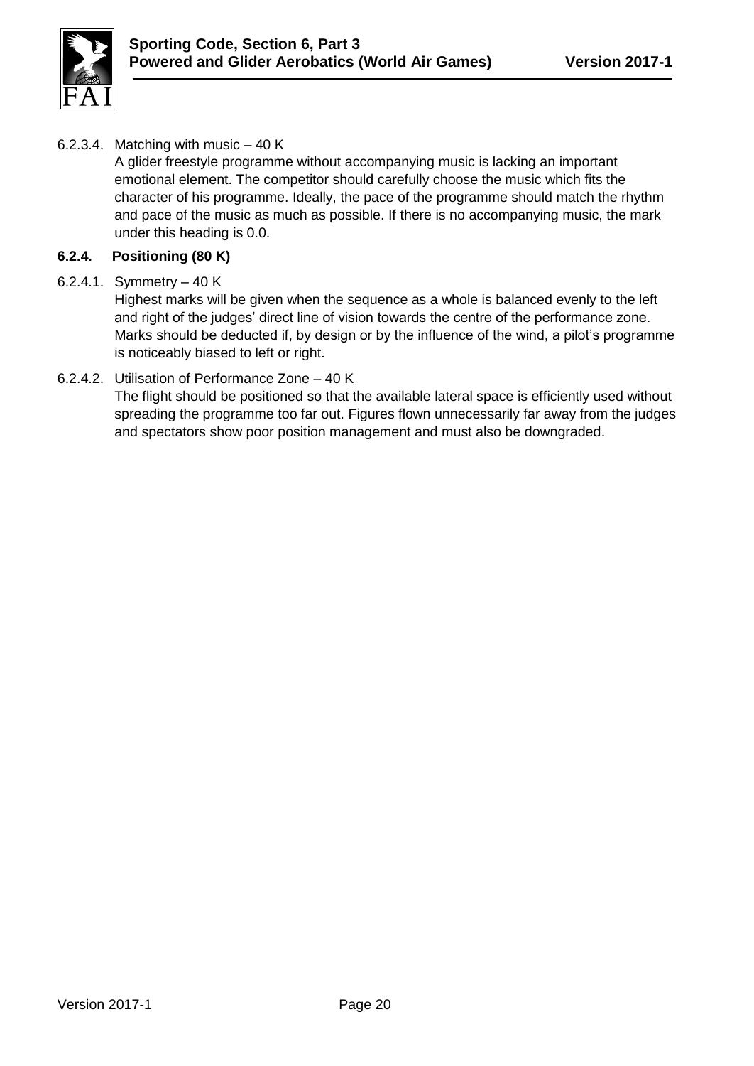6.2.3.4. Matching with music – 40 K

A glider freestyle programme without accompanying music is lacking an important emotional element. The competitor should carefully choose the music which fits the character of his programme. Ideally, the pace of the programme should match the rhythm and pace of the music as much as possible. If there is no accompanying music, the mark under this heading is 0.0.

### 6.2.4. Positioning (80 K)

6.2.4.1. Symmetry – 40 K

Highest marks will be given when the sequence as a whole is balanced evenly to the left and right of the judges' direct line of vision towards the centre of the performance zone. Marks should be deducted if, by design or by the influence of the wind, a pilot's programme is noticeably biased to left or right.

6.2.4.2. Utilisation of Performance Zone – 40 K

The flight should be positioned so that the available lateral space is efficiently used without spreading the programme too far out. Figures flown unnecessarily far away from the judges and spectators show poor position management and must also be downgraded.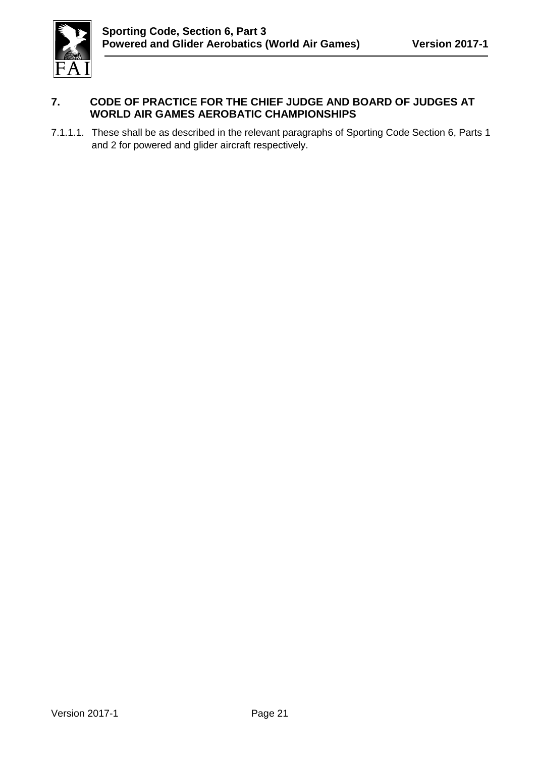## 7. CODE OF PRACTICE FOR THE CHIEF JUDGE AND BOARD OF JUDGES AT WORLD AIR GAMES AEROBATIC CHAMPIONSHIPS

7.1.1.1. These shall be as described in the relevant paragraphs of Sporting Code Section 6, Parts 1 and 2 for powered and glider aircraft respectively.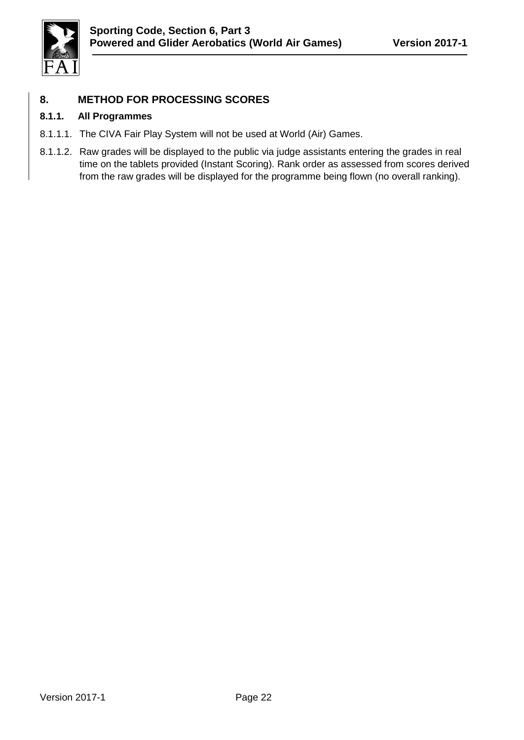# 8. METHOD FOR PROCESSING SCORES

## 8.1.1. All Programmes

8.1.1.1. The CIVA Fair Play System will not be used at World (Air) Games.

8.1.1.2. Raw grades will be displayed to the public via judge assistants entering the grades in real time on the tablets provided (Instant Scoring). Rank order as assessed from scores derived from the raw grades will be displayed for the programme being flown (no overall ranking).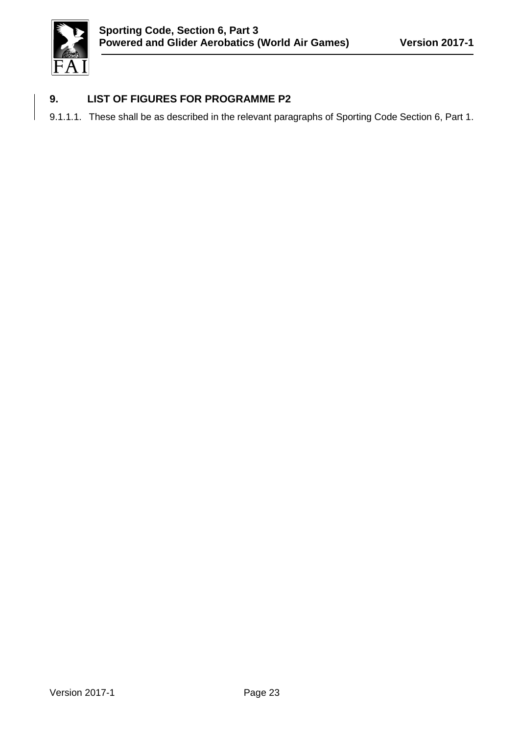## 9. LIST OF FIGURES FOR PROGRAMME P2

9.1.1.1. These shall be as described in the relevant paragraphs of Sporting Code Section 6, Part 1.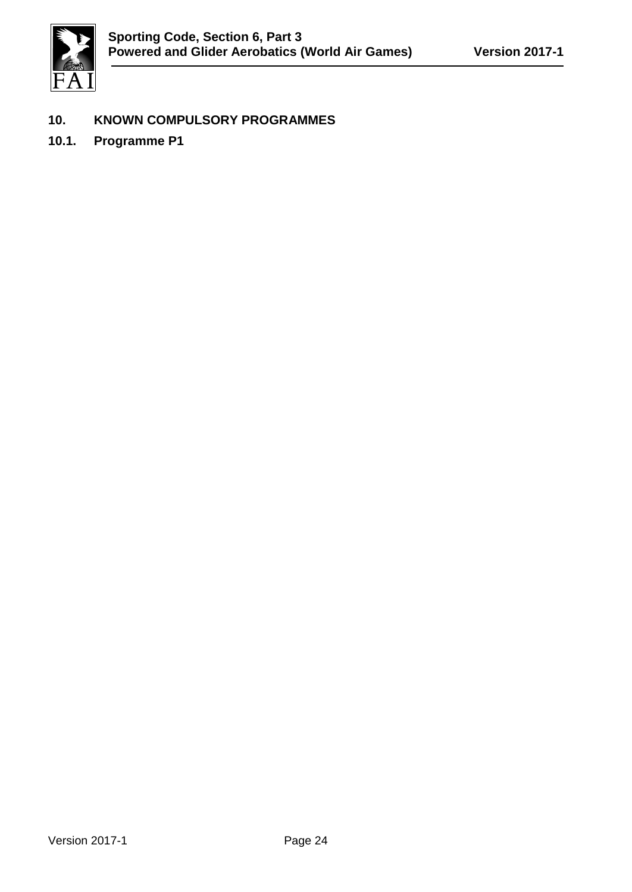## 10. KNOWN COMPULSORY PROGRAMMES

### 10.1. Programme P1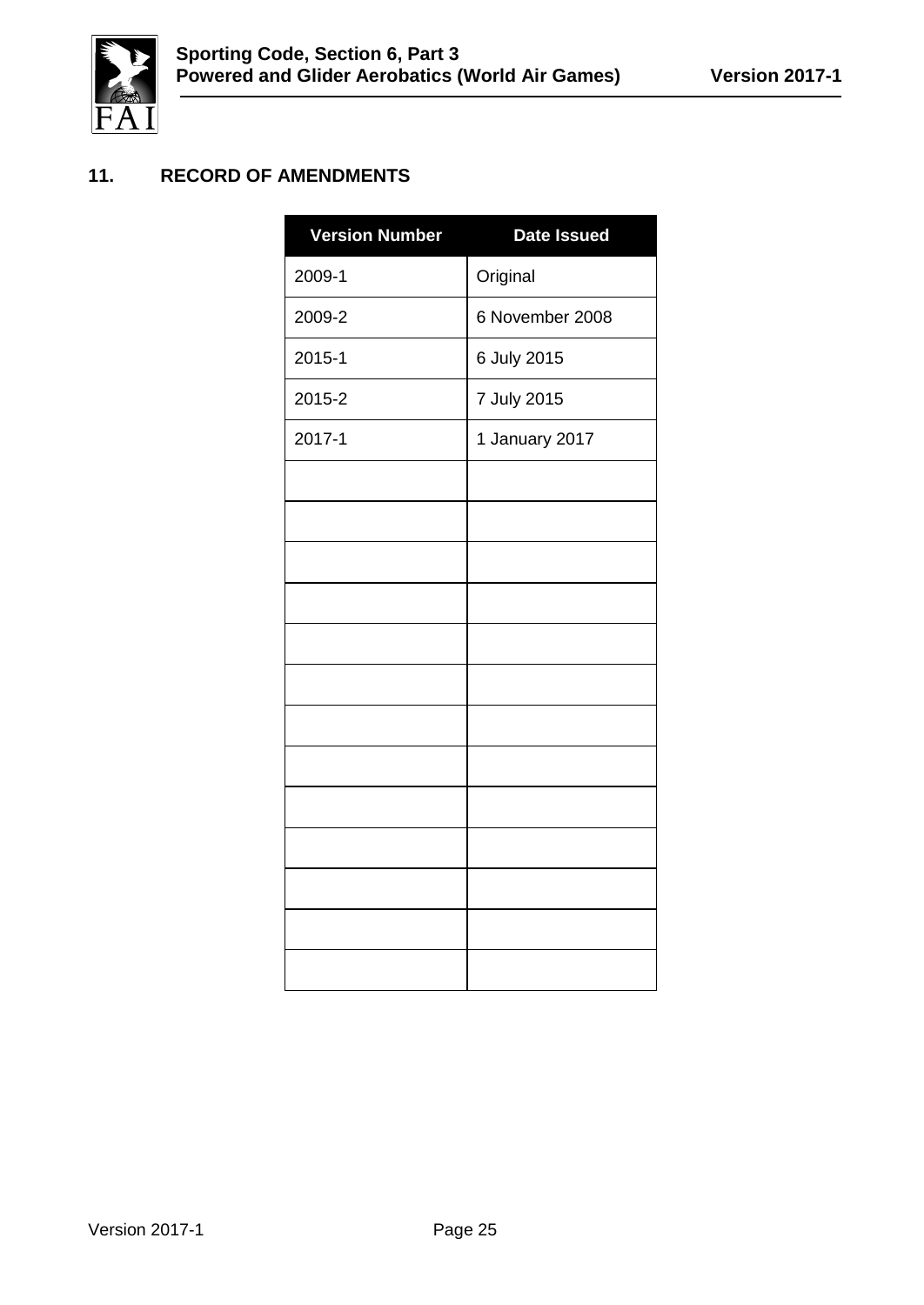## 11. RECORD OF AMENDMENTS

| Version Number | Date Issued |
|---|---|
| 2009-1 | Original |
| 2009-2 | 6 November 2008 |
| 2015-1 | 6 July 2015 |
| 2015-2 | 7 July 2015 |
| 2017-1 | 1 January 2017 |
| | |
| | |
| | |
| | |
| | |
| | |
| | |
| | |
| | |
| | |
| | |
| | |
| | |